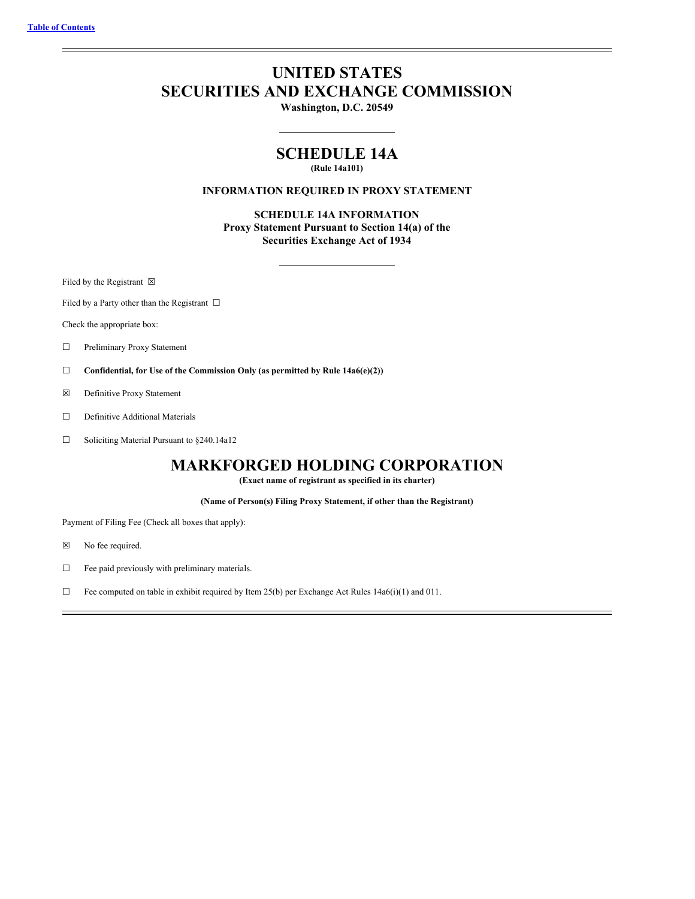[Table of Contents](#)

# UNITED STATES
# SECURITIES AND EXCHANGE COMMISSION

**Washington, D.C. 20549**

## SCHEDULE 14A

**(Rule 14a101)**

**INFORMATION REQUIRED IN PROXY STATEMENT**

**SCHEDULE 14A INFORMATION**
**Proxy Statement Pursuant to Section 14(a) of the Securities Exchange Act of 1934**

Filed by the Registrant ☒

Filed by a Party other than the Registrant ☐

Check the appropriate box:

☐ Preliminary Proxy Statement

☐ **Confidential, for Use of the Commission Only (as permitted by Rule 14a6(e)(2))**

☒ Definitive Proxy Statement

☐ Definitive Additional Materials

☐ Soliciting Material Pursuant to §240.14a12

# MARKFORGED HOLDING CORPORATION

**(Exact name of registrant as specified in its charter)**

**(Name of Person(s) Filing Proxy Statement, if other than the Registrant)**

Payment of Filing Fee (Check all boxes that apply):

☒ No fee required.

☐ Fee paid previously with preliminary materials.

☐ Fee computed on table in exhibit required by Item 25(b) per Exchange Act Rules 14a6(i)(1) and 011.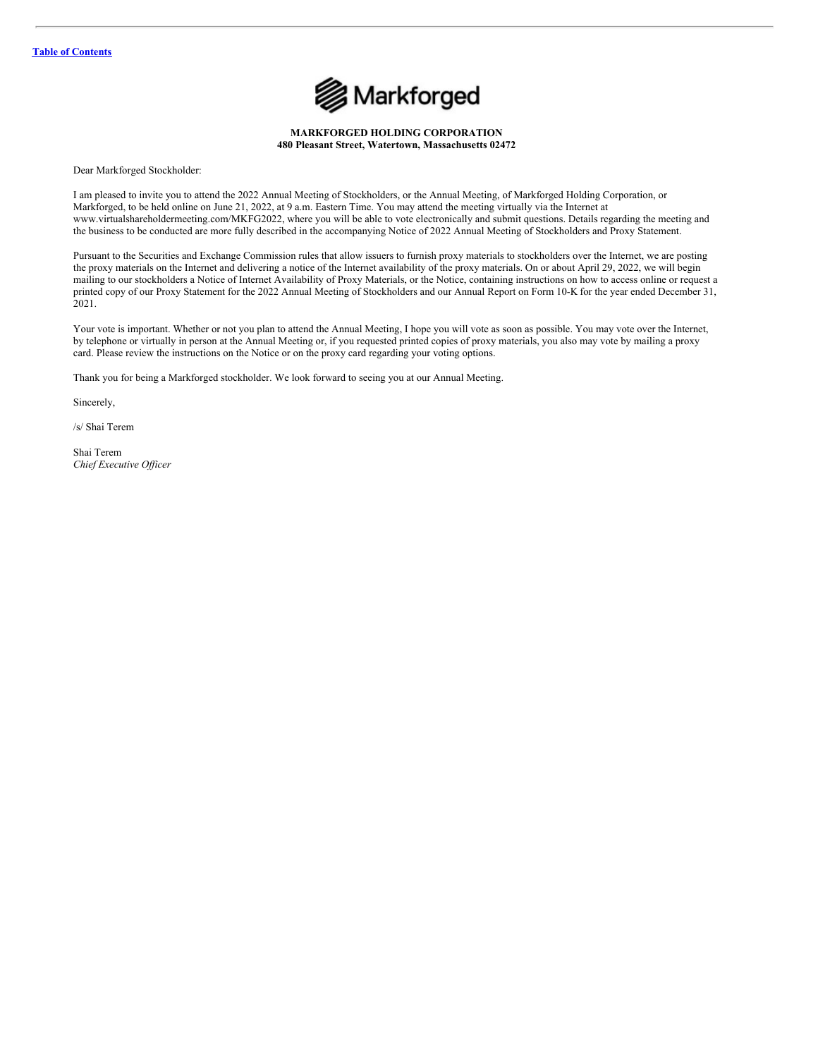**MARKFORGED HOLDING CORPORATION**
**480 Pleasant Street, Watertown, Massachusetts 02472**

Dear Markforged Stockholder:

I am pleased to invite you to attend the 2022 Annual Meeting of Stockholders, or the Annual Meeting, of Markforged Holding Corporation, or Markforged, to be held online on June 21, 2022, at 9 a.m. Eastern Time. You may attend the meeting virtually via the Internet at www.virtualshareholdermeeting.com/MKFG2022, where you will be able to vote electronically and submit questions. Details regarding the meeting and the business to be conducted are more fully described in the accompanying Notice of 2022 Annual Meeting of Stockholders and Proxy Statement.

Pursuant to the Securities and Exchange Commission rules that allow issuers to furnish proxy materials to stockholders over the Internet, we are posting the proxy materials on the Internet and delivering a notice of the Internet availability of the proxy materials. On or about April 29, 2022, we will begin mailing to our stockholders a Notice of Internet Availability of Proxy Materials, or the Notice, containing instructions on how to access online or request a printed copy of our Proxy Statement for the 2022 Annual Meeting of Stockholders and our Annual Report on Form 10-K for the year ended December 31, 2021.

Your vote is important. Whether or not you plan to attend the Annual Meeting, I hope you will vote as soon as possible. You may vote over the Internet, by telephone or virtually in person at the Annual Meeting or, if you requested printed copies of proxy materials, you also may vote by mailing a proxy card. Please review the instructions on the Notice or on the proxy card regarding your voting options.

Thank you for being a Markforged stockholder. We look forward to seeing you at our Annual Meeting.

Sincerely,

/s/ Shai Terem

Shai Terem
*Chief Executive Officer*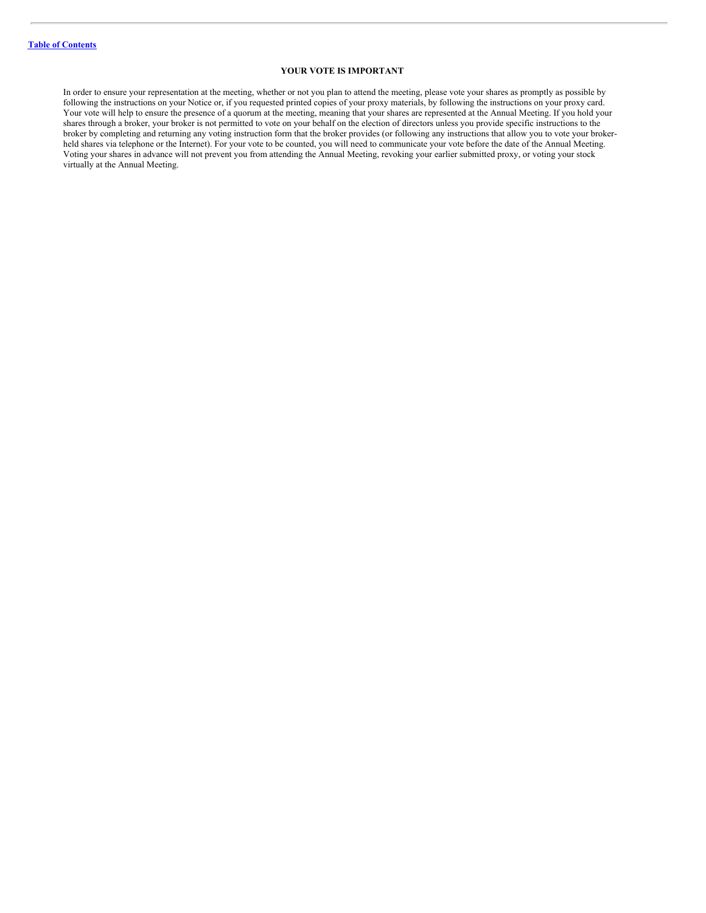[Table of Contents](#)

## YOUR VOTE IS IMPORTANT

In order to ensure your representation at the meeting, whether or not you plan to attend the meeting, please vote your shares as promptly as possible by following the instructions on your Notice or, if you requested printed copies of your proxy materials, by following the instructions on your proxy card. Your vote will help to ensure the presence of a quorum at the meeting, meaning that your shares are represented at the Annual Meeting. If you hold your shares through a broker, your broker is not permitted to vote on your behalf on the election of directors unless you provide specific instructions to the broker by completing and returning any voting instruction form that the broker provides (or following any instructions that allow you to vote your broker-held shares via telephone or the Internet). For your vote to be counted, you will need to communicate your vote before the date of the Annual Meeting. Voting your shares in advance will not prevent you from attending the Annual Meeting, revoking your earlier submitted proxy, or voting your stock virtually at the Annual Meeting.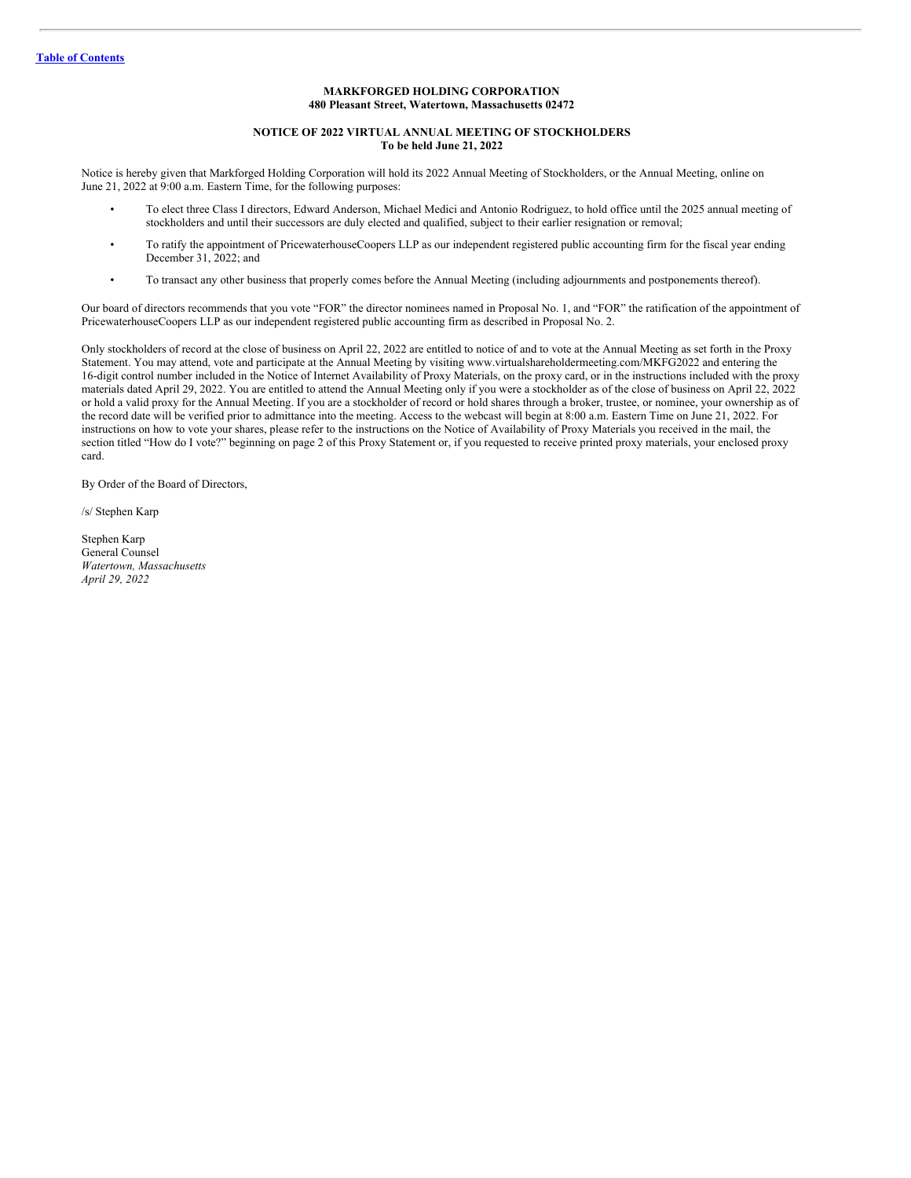**MARKFORGED HOLDING CORPORATION**
**480 Pleasant Street, Watertown, Massachusetts 02472**

**NOTICE OF 2022 VIRTUAL ANNUAL MEETING OF STOCKHOLDERS**
**To be held June 21, 2022**

Notice is hereby given that Markforged Holding Corporation will hold its 2022 Annual Meeting of Stockholders, or the Annual Meeting, online on June 21, 2022 at 9:00 a.m. Eastern Time, for the following purposes:

- To elect three Class I directors, Edward Anderson, Michael Medici and Antonio Rodriguez, to hold office until the 2025 annual meeting of stockholders and until their successors are duly elected and qualified, subject to their earlier resignation or removal;
- To ratify the appointment of PricewaterhouseCoopers LLP as our independent registered public accounting firm for the fiscal year ending December 31, 2022; and
- To transact any other business that properly comes before the Annual Meeting (including adjournments and postponements thereof).

Our board of directors recommends that you vote "FOR" the director nominees named in Proposal No. 1, and "FOR" the ratification of the appointment of PricewaterhouseCoopers LLP as our independent registered public accounting firm as described in Proposal No. 2.

Only stockholders of record at the close of business on April 22, 2022 are entitled to notice of and to vote at the Annual Meeting as set forth in the Proxy Statement. You may attend, vote and participate at the Annual Meeting by visiting www.virtualshareholdermeeting.com/MKFG2022 and entering the 16-digit control number included in the Notice of Internet Availability of Proxy Materials, on the proxy card, or in the instructions included with the proxy materials dated April 29, 2022. You are entitled to attend the Annual Meeting only if you were a stockholder as of the close of business on April 22, 2022 or hold a valid proxy for the Annual Meeting. If you are a stockholder of record or hold shares through a broker, trustee, or nominee, your ownership as of the record date will be verified prior to admittance into the meeting. Access to the webcast will begin at 8:00 a.m. Eastern Time on June 21, 2022. For instructions on how to vote your shares, please refer to the instructions on the Notice of Availability of Proxy Materials you received in the mail, the section titled "How do I vote?" beginning on page 2 of this Proxy Statement or, if you requested to receive printed proxy materials, your enclosed proxy card.

By Order of the Board of Directors,

/s/ Stephen Karp

Stephen Karp
General Counsel
*Watertown, Massachusetts*
*April 29, 2022*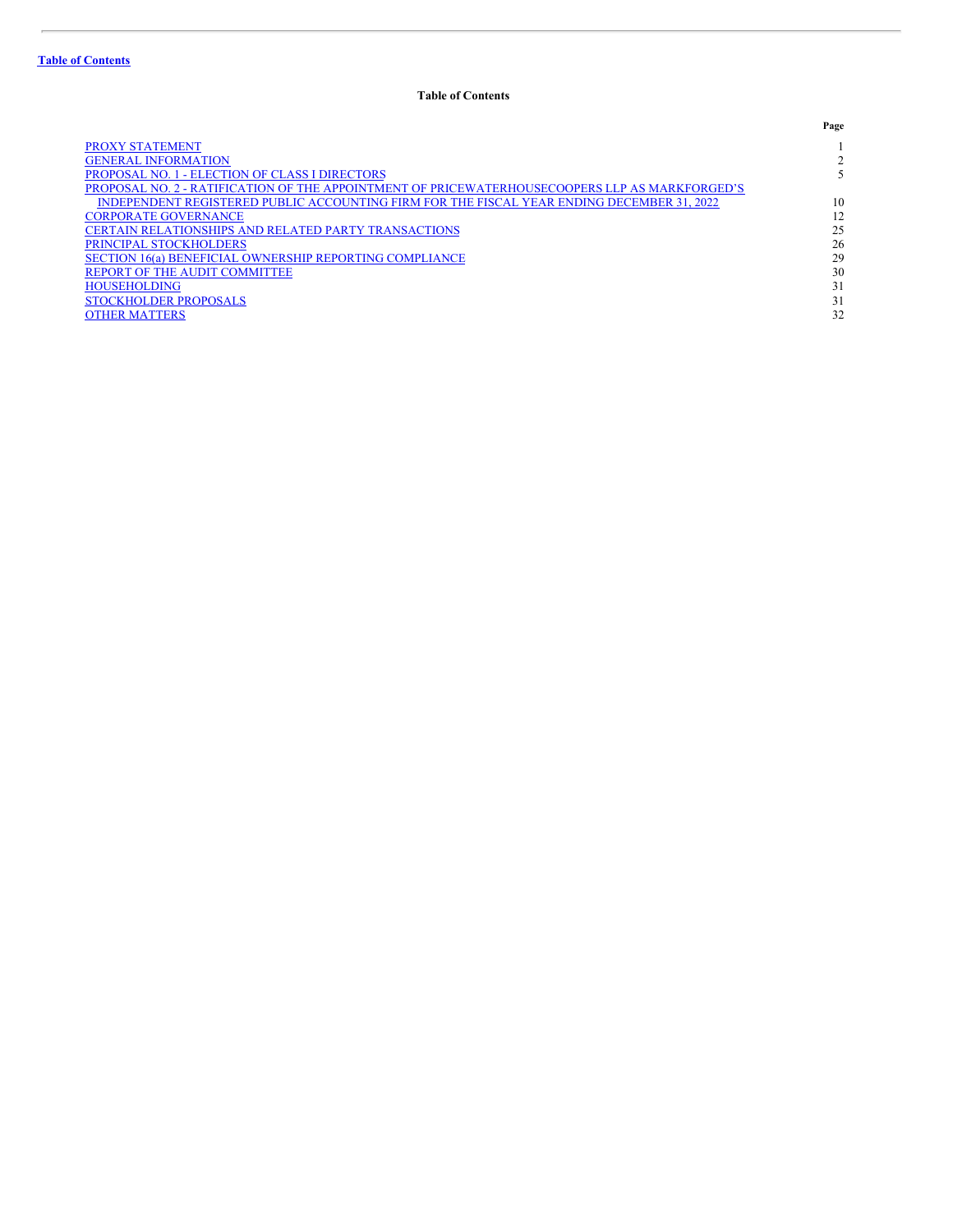Table of Contents

**Table of Contents**

| | Page |
|---|---|
| PROXY STATEMENT | 1 |
| GENERAL INFORMATION | 2 |
| PROPOSAL NO. 1 - ELECTION OF CLASS I DIRECTORS | 5 |
| PROPOSAL NO. 2 - RATIFICATION OF THE APPOINTMENT OF PRICEWATERHOUSECOOPERS LLP AS MARKFORGED'S INDEPENDENT REGISTERED PUBLIC ACCOUNTING FIRM FOR THE FISCAL YEAR ENDING DECEMBER 31, 2022 | 10 |
| CORPORATE GOVERNANCE | 12 |
| CERTAIN RELATIONSHIPS AND RELATED PARTY TRANSACTIONS | 25 |
| PRINCIPAL STOCKHOLDERS | 26 |
| SECTION 16(a) BENEFICIAL OWNERSHIP REPORTING COMPLIANCE | 29 |
| REPORT OF THE AUDIT COMMITTEE | 30 |
| HOUSEHOLDING | 31 |
| STOCKHOLDER PROPOSALS | 31 |
| OTHER MATTERS | 32 |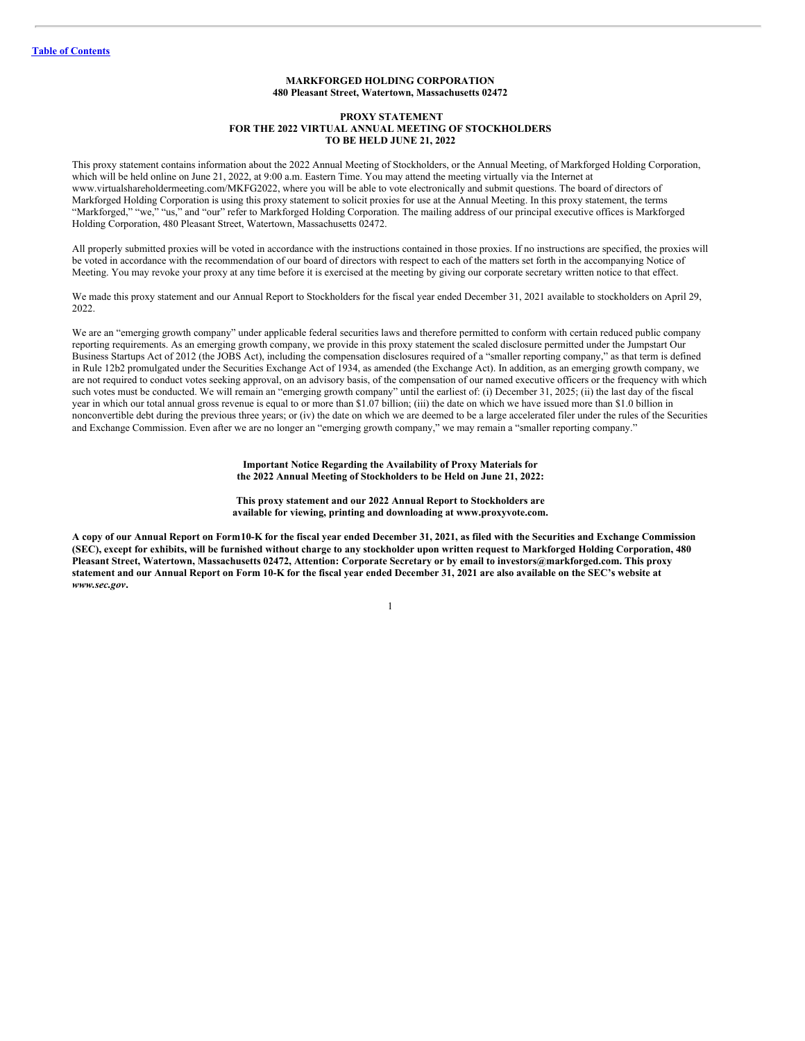[Table of Contents](#)

**MARKFORGED HOLDING CORPORATION**
**480 Pleasant Street, Watertown, Massachusetts 02472**

**PROXY STATEMENT**
**FOR THE 2022 VIRTUAL ANNUAL MEETING OF STOCKHOLDERS**
**TO BE HELD JUNE 21, 2022**

This proxy statement contains information about the 2022 Annual Meeting of Stockholders, or the Annual Meeting, of Markforged Holding Corporation, which will be held online on June 21, 2022, at 9:00 a.m. Eastern Time. You may attend the meeting virtually via the Internet at www.virtualshareholdermeeting.com/MKFG2022, where you will be able to vote electronically and submit questions. The board of directors of Markforged Holding Corporation is using this proxy statement to solicit proxies for use at the Annual Meeting. In this proxy statement, the terms "Markforged," "we," "us," and "our" refer to Markforged Holding Corporation. The mailing address of our principal executive offices is Markforged Holding Corporation, 480 Pleasant Street, Watertown, Massachusetts 02472.

All properly submitted proxies will be voted in accordance with the instructions contained in those proxies. If no instructions are specified, the proxies will be voted in accordance with the recommendation of our board of directors with respect to each of the matters set forth in the accompanying Notice of Meeting. You may revoke your proxy at any time before it is exercised at the meeting by giving our corporate secretary written notice to that effect.

We made this proxy statement and our Annual Report to Stockholders for the fiscal year ended December 31, 2021 available to stockholders on April 29, 2022.

We are an "emerging growth company" under applicable federal securities laws and therefore permitted to conform with certain reduced public company reporting requirements. As an emerging growth company, we provide in this proxy statement the scaled disclosure permitted under the Jumpstart Our Business Startups Act of 2012 (the JOBS Act), including the compensation disclosures required of a "smaller reporting company," as that term is defined in Rule 12b2 promulgated under the Securities Exchange Act of 1934, as amended (the Exchange Act). In addition, as an emerging growth company, we are not required to conduct votes seeking approval, on an advisory basis, of the compensation of our named executive officers or the frequency with which such votes must be conducted. We will remain an "emerging growth company" until the earliest of: (i) December 31, 2025; (ii) the last day of the fiscal year in which our total annual gross revenue is equal to or more than $1.07 billion; (iii) the date on which we have issued more than $1.0 billion in nonconvertible debt during the previous three years; or (iv) the date on which we are deemed to be a large accelerated filer under the rules of the Securities and Exchange Commission. Even after we are no longer an "emerging growth company," we may remain a "smaller reporting company."

**Important Notice Regarding the Availability of Proxy Materials for the 2022 Annual Meeting of Stockholders to be Held on June 21, 2022:**

**This proxy statement and our 2022 Annual Report to Stockholders are available for viewing, printing and downloading at www.proxyvote.com.**

**A copy of our Annual Report on Form10-K for the fiscal year ended December 31, 2021, as filed with the Securities and Exchange Commission (SEC), except for exhibits, will be furnished without charge to any stockholder upon written request to Markforged Holding Corporation, 480 Pleasant Street, Watertown, Massachusetts 02472, Attention: Corporate Secretary or by email to investors@markforged.com. This proxy statement and our Annual Report on Form 10-K for the fiscal year ended December 31, 2021 are also available on the SEC's website at *www.sec.gov*.**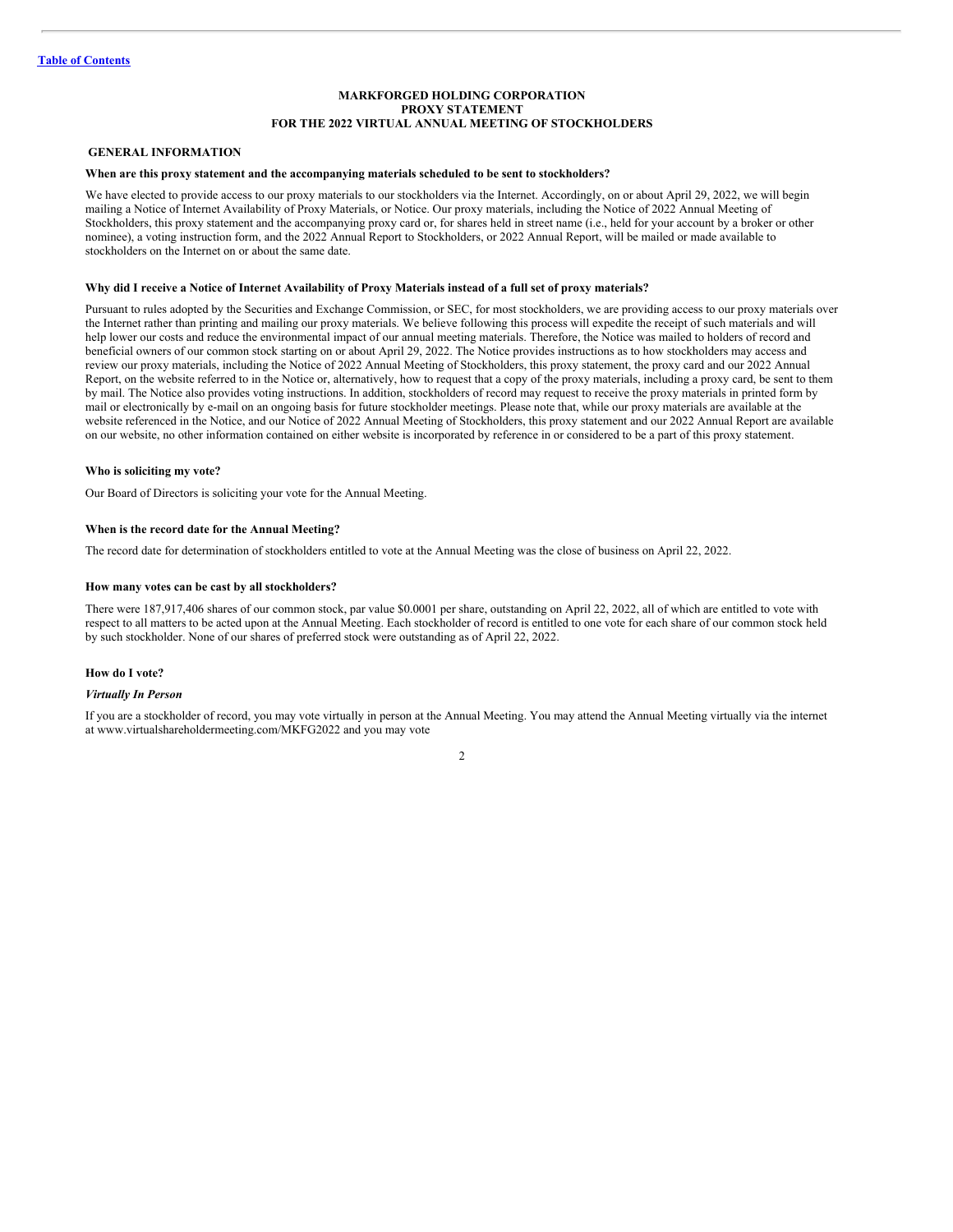# MARKFORGED HOLDING CORPORATION
## PROXY STATEMENT
## FOR THE 2022 VIRTUAL ANNUAL MEETING OF STOCKHOLDERS

## GENERAL INFORMATION

### When are this proxy statement and the accompanying materials scheduled to be sent to stockholders?

We have elected to provide access to our proxy materials to our stockholders via the Internet. Accordingly, on or about April 29, 2022, we will begin mailing a Notice of Internet Availability of Proxy Materials, or Notice. Our proxy materials, including the Notice of 2022 Annual Meeting of Stockholders, this proxy statement and the accompanying proxy card or, for shares held in street name (i.e., held for your account by a broker or other nominee), a voting instruction form, and the 2022 Annual Report to Stockholders, or 2022 Annual Report, will be mailed or made available to stockholders on the Internet on or about the same date.

### Why did I receive a Notice of Internet Availability of Proxy Materials instead of a full set of proxy materials?

Pursuant to rules adopted by the Securities and Exchange Commission, or SEC, for most stockholders, we are providing access to our proxy materials over the Internet rather than printing and mailing our proxy materials. We believe following this process will expedite the receipt of such materials and will help lower our costs and reduce the environmental impact of our annual meeting materials. Therefore, the Notice was mailed to holders of record and beneficial owners of our common stock starting on or about April 29, 2022. The Notice provides instructions as to how stockholders may access and review our proxy materials, including the Notice of 2022 Annual Meeting of Stockholders, this proxy statement, the proxy card and our 2022 Annual Report, on the website referred to in the Notice or, alternatively, how to request that a copy of the proxy materials, including a proxy card, be sent to them by mail. The Notice also provides voting instructions. In addition, stockholders of record may request to receive the proxy materials in printed form by mail or electronically by e-mail on an ongoing basis for future stockholder meetings. Please note that, while our proxy materials are available at the website referenced in the Notice, and our Notice of 2022 Annual Meeting of Stockholders, this proxy statement and our 2022 Annual Report are available on our website, no other information contained on either website is incorporated by reference in or considered to be a part of this proxy statement.

### Who is soliciting my vote?

Our Board of Directors is soliciting your vote for the Annual Meeting.

### When is the record date for the Annual Meeting?

The record date for determination of stockholders entitled to vote at the Annual Meeting was the close of business on April 22, 2022.

### How many votes can be cast by all stockholders?

There were 187,917,406 shares of our common stock, par value $0.0001 per share, outstanding on April 22, 2022, all of which are entitled to vote with respect to all matters to be acted upon at the Annual Meeting. Each stockholder of record is entitled to one vote for each share of our common stock held by such stockholder. None of our shares of preferred stock were outstanding as of April 22, 2022.

### How do I vote?

*Virtually In Person*

If you are a stockholder of record, you may vote virtually in person at the Annual Meeting. You may attend the Annual Meeting virtually via the internet at www.virtualshareholdermeeting.com/MKFG2022 and you may vote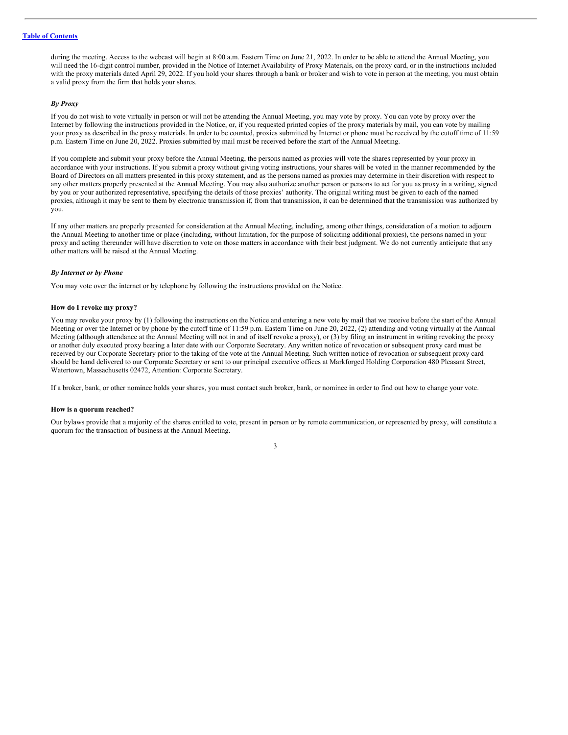during the meeting. Access to the webcast will begin at 8:00 a.m. Eastern Time on June 21, 2022. In order to be able to attend the Annual Meeting, you will need the 16-digit control number, provided in the Notice of Internet Availability of Proxy Materials, on the proxy card, or in the instructions included with the proxy materials dated April 29, 2022. If you hold your shares through a bank or broker and wish to vote in person at the meeting, you must obtain a valid proxy from the firm that holds your shares.

***By Proxy***

If you do not wish to vote virtually in person or will not be attending the Annual Meeting, you may vote by proxy. You can vote by proxy over the Internet by following the instructions provided in the Notice, or, if you requested printed copies of the proxy materials by mail, you can vote by mailing your proxy as described in the proxy materials. In order to be counted, proxies submitted by Internet or phone must be received by the cutoff time of 11:59 p.m. Eastern Time on June 20, 2022. Proxies submitted by mail must be received before the start of the Annual Meeting.

If you complete and submit your proxy before the Annual Meeting, the persons named as proxies will vote the shares represented by your proxy in accordance with your instructions. If you submit a proxy without giving voting instructions, your shares will be voted in the manner recommended by the Board of Directors on all matters presented in this proxy statement, and as the persons named as proxies may determine in their discretion with respect to any other matters properly presented at the Annual Meeting. You may also authorize another person or persons to act for you as proxy in a writing, signed by you or your authorized representative, specifying the details of those proxies' authority. The original writing must be given to each of the named proxies, although it may be sent to them by electronic transmission if, from that transmission, it can be determined that the transmission was authorized by you.

If any other matters are properly presented for consideration at the Annual Meeting, including, among other things, consideration of a motion to adjourn the Annual Meeting to another time or place (including, without limitation, for the purpose of soliciting additional proxies), the persons named in your proxy and acting thereunder will have discretion to vote on those matters in accordance with their best judgment. We do not currently anticipate that any other matters will be raised at the Annual Meeting.

***By Internet or by Phone***

You may vote over the internet or by telephone by following the instructions provided on the Notice.

**How do I revoke my proxy?**

You may revoke your proxy by (1) following the instructions on the Notice and entering a new vote by mail that we receive before the start of the Annual Meeting or over the Internet or by phone by the cutoff time of 11:59 p.m. Eastern Time on June 20, 2022, (2) attending and voting virtually at the Annual Meeting (although attendance at the Annual Meeting will not in and of itself revoke a proxy), or (3) by filing an instrument in writing revoking the proxy or another duly executed proxy bearing a later date with our Corporate Secretary. Any written notice of revocation or subsequent proxy card must be received by our Corporate Secretary prior to the taking of the vote at the Annual Meeting. Such written notice of revocation or subsequent proxy card should be hand delivered to our Corporate Secretary or sent to our principal executive offices at Markforged Holding Corporation 480 Pleasant Street, Watertown, Massachusetts 02472, Attention: Corporate Secretary.

If a broker, bank, or other nominee holds your shares, you must contact such broker, bank, or nominee in order to find out how to change your vote.

**How is a quorum reached?**

Our bylaws provide that a majority of the shares entitled to vote, present in person or by remote communication, or represented by proxy, will constitute a quorum for the transaction of business at the Annual Meeting.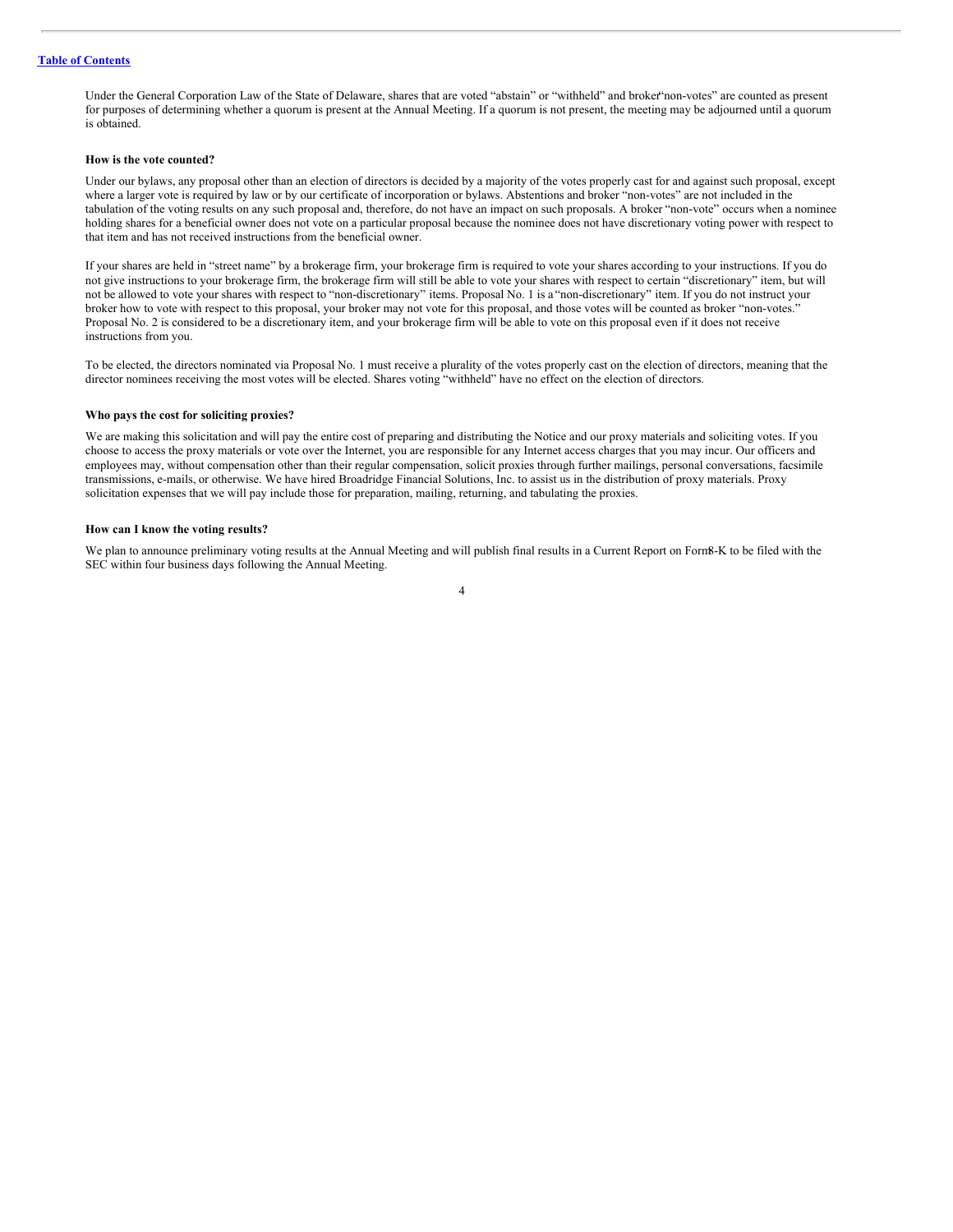[Table of Contents](#)

Under the General Corporation Law of the State of Delaware, shares that are voted "abstain" or "withheld" and broker "non-votes" are counted as present for purposes of determining whether a quorum is present at the Annual Meeting. If a quorum is not present, the meeting may be adjourned until a quorum is obtained.

**How is the vote counted?**

Under our bylaws, any proposal other than an election of directors is decided by a majority of the votes properly cast for and against such proposal, except where a larger vote is required by law or by our certificate of incorporation or bylaws. Abstentions and broker "non-votes" are not included in the tabulation of the voting results on any such proposal and, therefore, do not have an impact on such proposals. A broker "non-vote" occurs when a nominee holding shares for a beneficial owner does not vote on a particular proposal because the nominee does not have discretionary voting power with respect to that item and has not received instructions from the beneficial owner.

If your shares are held in "street name" by a brokerage firm, your brokerage firm is required to vote your shares according to your instructions. If you do not give instructions to your brokerage firm, the brokerage firm will still be able to vote your shares with respect to certain "discretionary" item, but will not be allowed to vote your shares with respect to "non-discretionary" items. Proposal No. 1 is a "non-discretionary" item. If you do not instruct your broker how to vote with respect to this proposal, your broker may not vote for this proposal, and those votes will be counted as broker "non-votes." Proposal No. 2 is considered to be a discretionary item, and your brokerage firm will be able to vote on this proposal even if it does not receive instructions from you.

To be elected, the directors nominated via Proposal No. 1 must receive a plurality of the votes properly cast on the election of directors, meaning that the director nominees receiving the most votes will be elected. Shares voting "withheld" have no effect on the election of directors.

**Who pays the cost for soliciting proxies?**

We are making this solicitation and will pay the entire cost of preparing and distributing the Notice and our proxy materials and soliciting votes. If you choose to access the proxy materials or vote over the Internet, you are responsible for any Internet access charges that you may incur. Our officers and employees may, without compensation other than their regular compensation, solicit proxies through further mailings, personal conversations, facsimile transmissions, e-mails, or otherwise. We have hired Broadridge Financial Solutions, Inc. to assist us in the distribution of proxy materials. Proxy solicitation expenses that we will pay include those for preparation, mailing, returning, and tabulating the proxies.

**How can I know the voting results?**

We plan to announce preliminary voting results at the Annual Meeting and will publish final results in a Current Report on Form 8-K to be filed with the SEC within four business days following the Annual Meeting.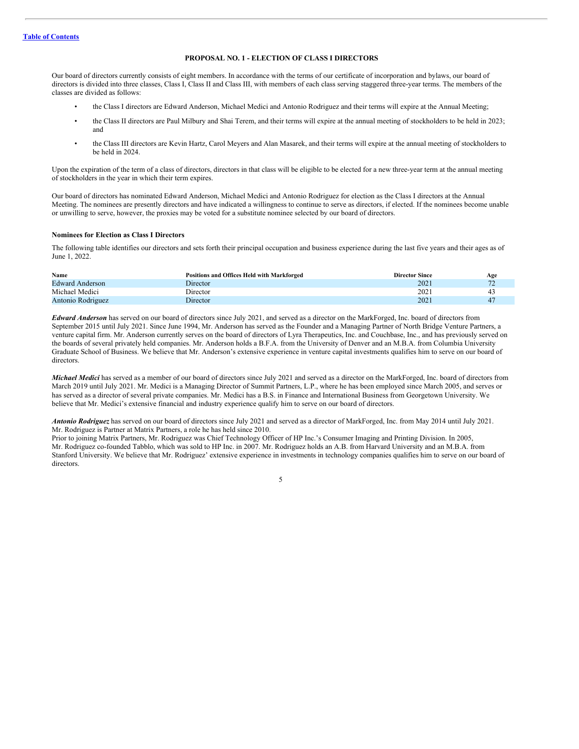[Table of Contents](#)

## PROPOSAL NO. 1 - ELECTION OF CLASS I DIRECTORS

Our board of directors currently consists of eight members. In accordance with the terms of our certificate of incorporation and bylaws, our board of directors is divided into three classes, Class I, Class II and Class III, with members of each class serving staggered three-year terms. The members of the classes are divided as follows:

- the Class I directors are Edward Anderson, Michael Medici and Antonio Rodriguez and their terms will expire at the Annual Meeting;
- the Class II directors are Paul Milbury and Shai Terem, and their terms will expire at the annual meeting of stockholders to be held in 2023; and
- the Class III directors are Kevin Hartz, Carol Meyers and Alan Masarek, and their terms will expire at the annual meeting of stockholders to be held in 2024.

Upon the expiration of the term of a class of directors, directors in that class will be eligible to be elected for a new three-year term at the annual meeting of stockholders in the year in which their term expires.

Our board of directors has nominated Edward Anderson, Michael Medici and Antonio Rodriguez for election as the Class I directors at the Annual Meeting. The nominees are presently directors and have indicated a willingness to continue to serve as directors, if elected. If the nominees become unable or unwilling to serve, however, the proxies may be voted for a substitute nominee selected by our board of directors.

### Nominees for Election as Class I Directors

The following table identifies our directors and sets forth their principal occupation and business experience during the last five years and their ages as of June 1, 2022.

| Name | Positions and Offices Held with Markforged | Director Since | Age |
|---|---|---|---|
| Edward Anderson | Director | 2021 | 72 |
| Michael Medici | Director | 2021 | 43 |
| Antonio Rodriguez | Director | 2021 | 47 |

***Edward Anderson*** has served on our board of directors since July 2021, and served as a director on the MarkForged, Inc. board of directors from September 2015 until July 2021. Since June 1994, Mr. Anderson has served as the Founder and a Managing Partner of North Bridge Venture Partners, a venture capital firm. Mr. Anderson currently serves on the board of directors of Lyra Therapeutics, Inc. and Couchbase, Inc., and has previously served on the boards of several privately held companies. Mr. Anderson holds a B.F.A. from the University of Denver and an M.B.A. from Columbia University Graduate School of Business. We believe that Mr. Anderson's extensive experience in venture capital investments qualifies him to serve on our board of directors.

***Michael Medici*** has served as a member of our board of directors since July 2021 and served as a director on the MarkForged, Inc. board of directors from March 2019 until July 2021. Mr. Medici is a Managing Director of Summit Partners, L.P., where he has been employed since March 2005, and serves or has served as a director of several private companies. Mr. Medici has a B.S. in Finance and International Business from Georgetown University. We believe that Mr. Medici's extensive financial and industry experience qualify him to serve on our board of directors.

***Antonio Rodriguez*** has served on our board of directors since July 2021 and served as a director of MarkForged, Inc. from May 2014 until July 2021. Mr. Rodriguez is Partner at Matrix Partners, a role he has held since 2010.
Prior to joining Matrix Partners, Mr. Rodriguez was Chief Technology Officer of HP Inc.'s Consumer Imaging and Printing Division. In 2005, Mr. Rodriguez co-founded Tabblo, which was sold to HP Inc. in 2007. Mr. Rodriguez holds an A.B. from Harvard University and an M.B.A. from Stanford University. We believe that Mr. Rodriguez' extensive experience in investments in technology companies qualifies him to serve on our board of directors.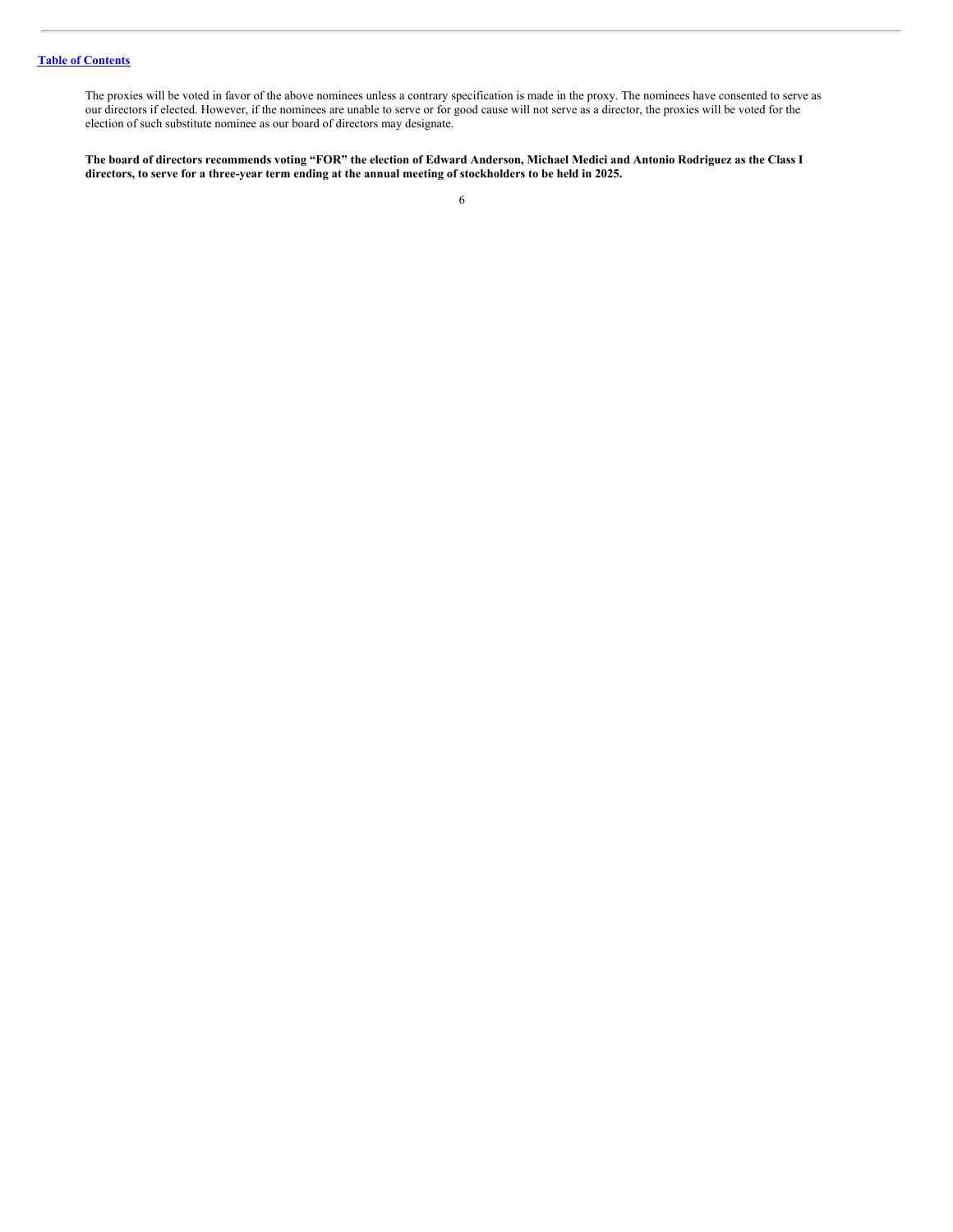[Table of Contents](#)

The proxies will be voted in favor of the above nominees unless a contrary specification is made in the proxy. The nominees have consented to serve as our directors if elected. However, if the nominees are unable to serve or for good cause will not serve as a director, the proxies will be voted for the election of such substitute nominee as our board of directors may designate.

**The board of directors recommends voting “FOR” the election of Edward Anderson, Michael Medici and Antonio Rodriguez as the Class I directors, to serve for a three-year term ending at the annual meeting of stockholders to be held in 2025.**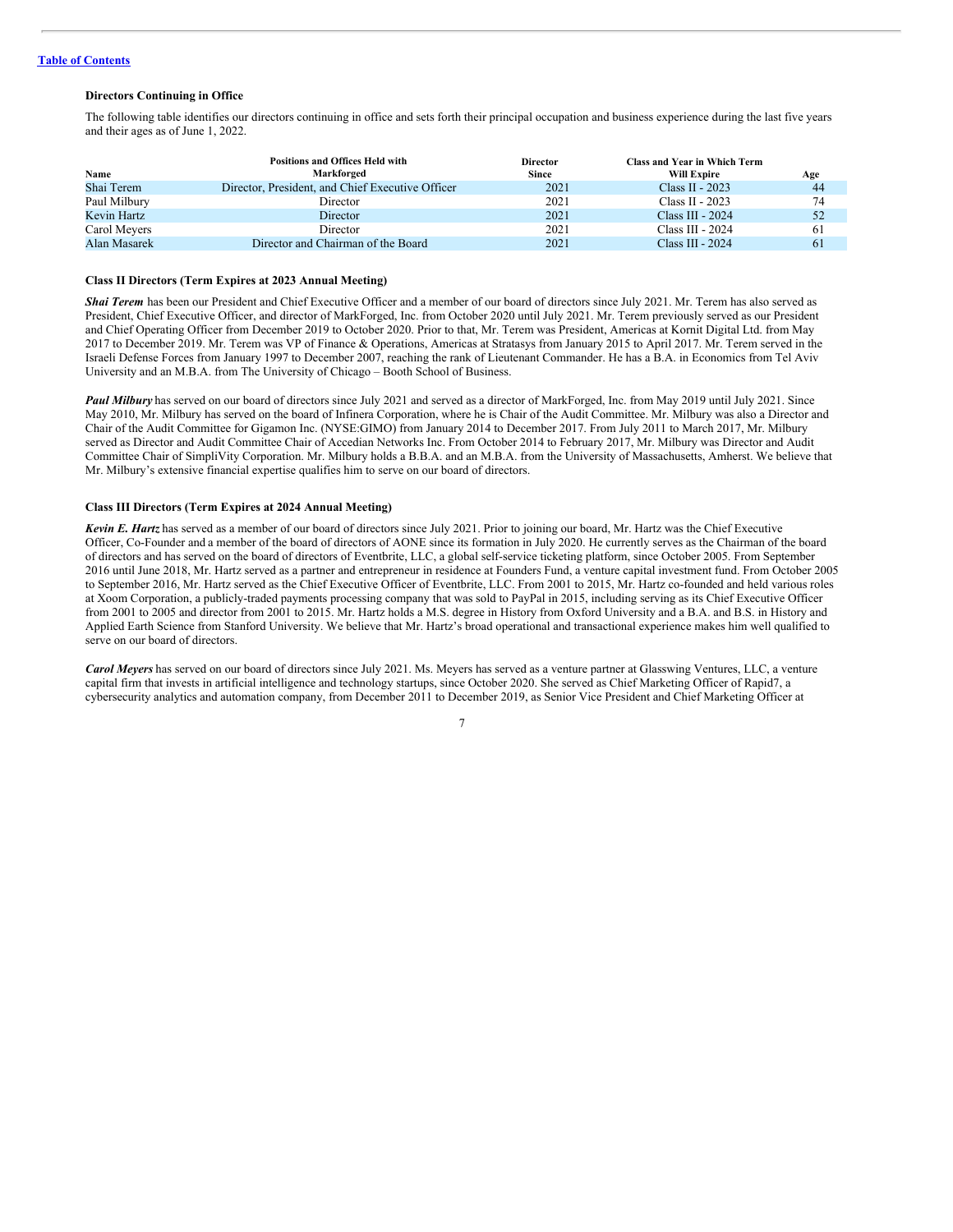**Directors Continuing in Office**

The following table identifies our directors continuing in office and sets forth their principal occupation and business experience during the last five years and their ages as of June 1, 2022.

| Name | Positions and Offices Held with Markforged | Director Since | Class and Year in Which Term Will Expire | Age |
|---|---|---|---|---|
| Shai Terem | Director, President, and Chief Executive Officer | 2021 | Class II - 2023 | 44 |
| Paul Milbury | Director | 2021 | Class II - 2023 | 74 |
| Kevin Hartz | Director | 2021 | Class III - 2024 | 52 |
| Carol Meyers | Director | 2021 | Class III - 2024 | 61 |
| Alan Masarek | Director and Chairman of the Board | 2021 | Class III - 2024 | 61 |

**Class II Directors (Term Expires at 2023 Annual Meeting)**

***Shai Terem*** has been our President and Chief Executive Officer and a member of our board of directors since July 2021. Mr. Terem has also served as President, Chief Executive Officer, and director of MarkForged, Inc. from October 2020 until July 2021. Mr. Terem previously served as our President and Chief Operating Officer from December 2019 to October 2020. Prior to that, Mr. Terem was President, Americas at Kornit Digital Ltd. from May 2017 to December 2019. Mr. Terem was VP of Finance & Operations, Americas at Stratasys from January 2015 to April 2017. Mr. Terem served in the Israeli Defense Forces from January 1997 to December 2007, reaching the rank of Lieutenant Commander. He has a B.A. in Economics from Tel Aviv University and an M.B.A. from The University of Chicago – Booth School of Business.

***Paul Milbury*** has served on our board of directors since July 2021 and served as a director of MarkForged, Inc. from May 2019 until July 2021. Since May 2010, Mr. Milbury has served on the board of Infinera Corporation, where he is Chair of the Audit Committee. Mr. Milbury was also a Director and Chair of the Audit Committee for Gigamon Inc. (NYSE:GIMO) from January 2014 to December 2017. From July 2011 to March 2017, Mr. Milbury served as Director and Audit Committee Chair of Accedian Networks Inc. From October 2014 to February 2017, Mr. Milbury was Director and Audit Committee Chair of SimpliVity Corporation. Mr. Milbury holds a B.B.A. and an M.B.A. from the University of Massachusetts, Amherst. We believe that Mr. Milbury's extensive financial expertise qualifies him to serve on our board of directors.

**Class III Directors (Term Expires at 2024 Annual Meeting)**

***Kevin E. Hartz*** has served as a member of our board of directors since July 2021. Prior to joining our board, Mr. Hartz was the Chief Executive Officer, Co-Founder and a member of the board of directors of AONE since its formation in July 2020. He currently serves as the Chairman of the board of directors and has served on the board of directors of Eventbrite, LLC, a global self-service ticketing platform, since October 2005. From September 2016 until June 2018, Mr. Hartz served as a partner and entrepreneur in residence at Founders Fund, a venture capital investment fund. From October 2005 to September 2016, Mr. Hartz served as the Chief Executive Officer of Eventbrite, LLC. From 2001 to 2015, Mr. Hartz co-founded and held various roles at Xoom Corporation, a publicly-traded payments processing company that was sold to PayPal in 2015, including serving as its Chief Executive Officer from 2001 to 2005 and director from 2001 to 2015. Mr. Hartz holds a M.S. degree in History from Oxford University and a B.A. and B.S. in History and Applied Earth Science from Stanford University. We believe that Mr. Hartz's broad operational and transactional experience makes him well qualified to serve on our board of directors.

***Carol Meyers*** has served on our board of directors since July 2021. Ms. Meyers has served as a venture partner at Glasswing Ventures, LLC, a venture capital firm that invests in artificial intelligence and technology startups, since October 2020. She served as Chief Marketing Officer of Rapid7, a cybersecurity analytics and automation company, from December 2011 to December 2019, as Senior Vice President and Chief Marketing Officer at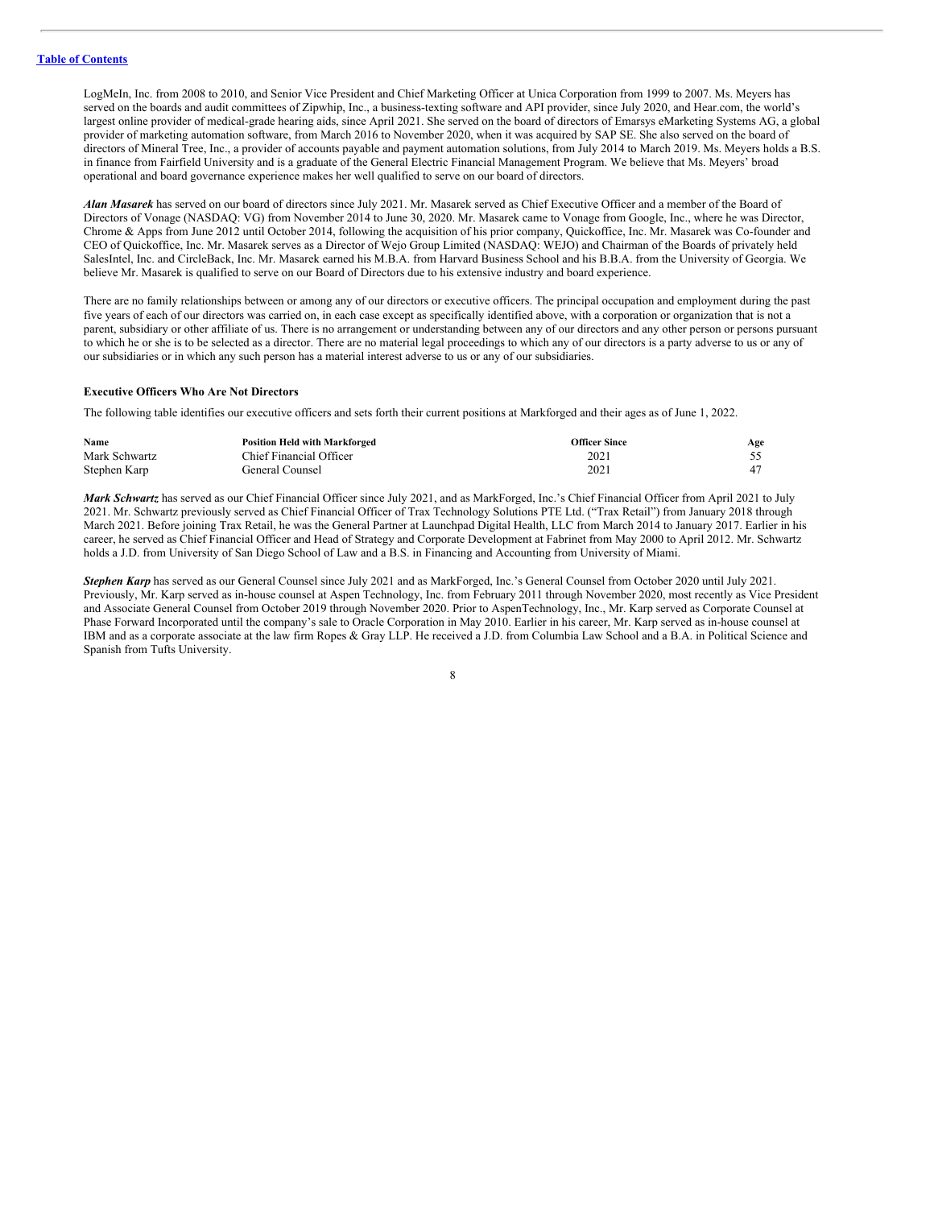LogMeIn, Inc. from 2008 to 2010, and Senior Vice President and Chief Marketing Officer at Unica Corporation from 1999 to 2007. Ms. Meyers has served on the boards and audit committees of Zipwhip, Inc., a business-texting software and API provider, since July 2020, and Hear.com, the world's largest online provider of medical-grade hearing aids, since April 2021. She served on the board of directors of Emarsys eMarketing Systems AG, a global provider of marketing automation software, from March 2016 to November 2020, when it was acquired by SAP SE. She also served on the board of directors of Mineral Tree, Inc., a provider of accounts payable and payment automation solutions, from July 2014 to March 2019. Ms. Meyers holds a B.S. in finance from Fairfield University and is a graduate of the General Electric Financial Management Program. We believe that Ms. Meyers' broad operational and board governance experience makes her well qualified to serve on our board of directors.

***Alan Masarek*** has served on our board of directors since July 2021. Mr. Masarek served as Chief Executive Officer and a member of the Board of Directors of Vonage (NASDAQ: VG) from November 2014 to June 30, 2020. Mr. Masarek came to Vonage from Google, Inc., where he was Director, Chrome & Apps from June 2012 until October 2014, following the acquisition of his prior company, Quickoffice, Inc. Mr. Masarek was Co-founder and CEO of Quickoffice, Inc. Mr. Masarek serves as a Director of Wejo Group Limited (NASDAQ: WEJO) and Chairman of the Boards of privately held SalesIntel, Inc. and CircleBack, Inc. Mr. Masarek earned his M.B.A. from Harvard Business School and his B.B.A. from the University of Georgia. We believe Mr. Masarek is qualified to serve on our Board of Directors due to his extensive industry and board experience.

There are no family relationships between or among any of our directors or executive officers. The principal occupation and employment during the past five years of each of our directors was carried on, in each case except as specifically identified above, with a corporation or organization that is not a parent, subsidiary or other affiliate of us. There is no arrangement or understanding between any of our directors and any other person or persons pursuant to which he or she is to be selected as a director. There are no material legal proceedings to which any of our directors is a party adverse to us or any of our subsidiaries or in which any such person has a material interest adverse to us or any of our subsidiaries.

**Executive Officers Who Are Not Directors**

The following table identifies our executive officers and sets forth their current positions at Markforged and their ages as of June 1, 2022.

| Name | Position Held with Markforged | Officer Since | Age |
|---|---|---|---|
| Mark Schwartz | Chief Financial Officer | 2021 | 55 |
| Stephen Karp | General Counsel | 2021 | 47 |

***Mark Schwartz*** has served as our Chief Financial Officer since July 2021, and as MarkForged, Inc.'s Chief Financial Officer from April 2021 to July 2021. Mr. Schwartz previously served as Chief Financial Officer of Trax Technology Solutions PTE Ltd. ("Trax Retail") from January 2018 through March 2021. Before joining Trax Retail, he was the General Partner at Launchpad Digital Health, LLC from March 2014 to January 2017. Earlier in his career, he served as Chief Financial Officer and Head of Strategy and Corporate Development at Fabrinet from May 2000 to April 2012. Mr. Schwartz holds a J.D. from University of San Diego School of Law and a B.S. in Financing and Accounting from University of Miami.

***Stephen Karp*** has served as our General Counsel since July 2021 and as MarkForged, Inc.'s General Counsel from October 2020 until July 2021. Previously, Mr. Karp served as in-house counsel at Aspen Technology, Inc. from February 2011 through November 2020, most recently as Vice President and Associate General Counsel from October 2019 through November 2020. Prior to AspenTechnology, Inc., Mr. Karp served as Corporate Counsel at Phase Forward Incorporated until the company's sale to Oracle Corporation in May 2010. Earlier in his career, Mr. Karp served as in-house counsel at IBM and as a corporate associate at the law firm Ropes & Gray LLP. He received a J.D. from Columbia Law School and a B.A. in Political Science and Spanish from Tufts University.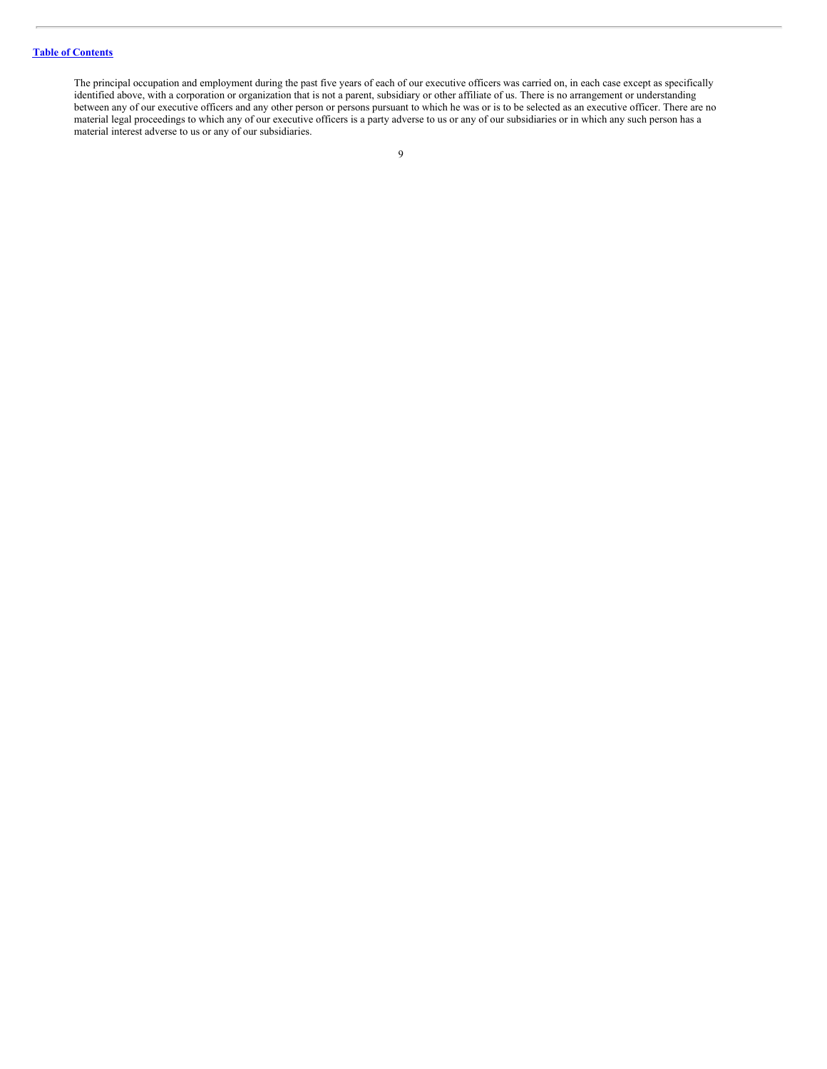The principal occupation and employment during the past five years of each of our executive officers was carried on, in each case except as specifically identified above, with a corporation or organization that is not a parent, subsidiary or other affiliate of us. There is no arrangement or understanding between any of our executive officers and any other person or persons pursuant to which he was or is to be selected as an executive officer. There are no material legal proceedings to which any of our executive officers is a party adverse to us or any of our subsidiaries or in which any such person has a material interest adverse to us or any of our subsidiaries.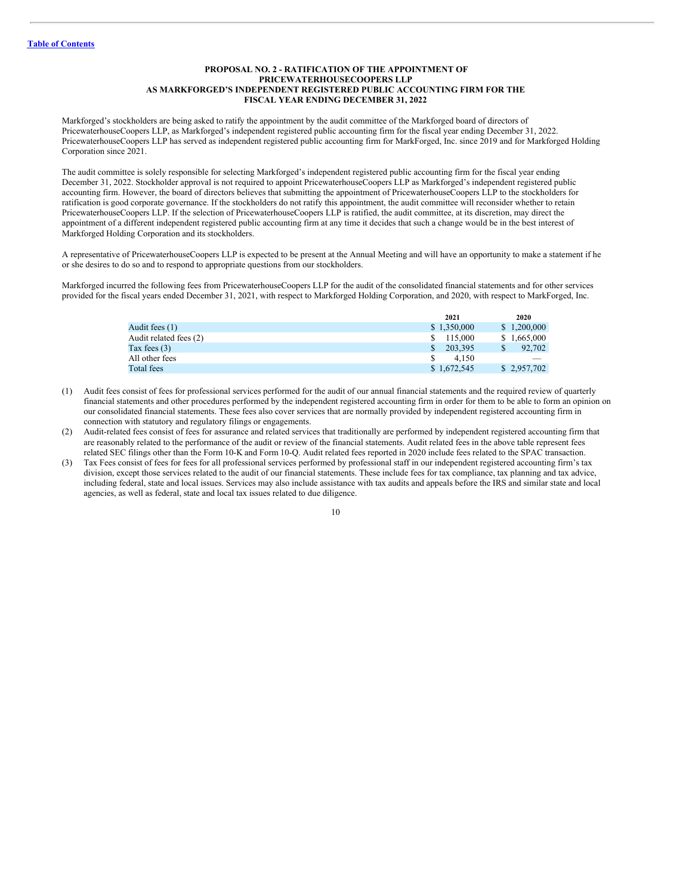## PROPOSAL NO. 2 - RATIFICATION OF THE APPOINTMENT OF PRICEWATERHOUSECOOPERS LLP AS MARKFORGED'S INDEPENDENT REGISTERED PUBLIC ACCOUNTING FIRM FOR THE FISCAL YEAR ENDING DECEMBER 31, 2022

Markforged's stockholders are being asked to ratify the appointment by the audit committee of the Markforged board of directors of PricewaterhouseCoopers LLP, as Markforged's independent registered public accounting firm for the fiscal year ending December 31, 2022. PricewaterhouseCoopers LLP has served as independent registered public accounting firm for MarkForged, Inc. since 2019 and for Markforged Holding Corporation since 2021.

The audit committee is solely responsible for selecting Markforged's independent registered public accounting firm for the fiscal year ending December 31, 2022. Stockholder approval is not required to appoint PricewaterhouseCoopers LLP as Markforged's independent registered public accounting firm. However, the board of directors believes that submitting the appointment of PricewaterhouseCoopers LLP to the stockholders for ratification is good corporate governance. If the stockholders do not ratify this appointment, the audit committee will reconsider whether to retain PricewaterhouseCoopers LLP. If the selection of PricewaterhouseCoopers LLP is ratified, the audit committee, at its discretion, may direct the appointment of a different independent registered public accounting firm at any time it decides that such a change would be in the best interest of Markforged Holding Corporation and its stockholders.

A representative of PricewaterhouseCoopers LLP is expected to be present at the Annual Meeting and will have an opportunity to make a statement if he or she desires to do so and to respond to appropriate questions from our stockholders.

Markforged incurred the following fees from PricewaterhouseCoopers LLP for the audit of the consolidated financial statements and for other services provided for the fiscal years ended December 31, 2021, with respect to Markforged Holding Corporation, and 2020, with respect to MarkForged, Inc.

| | 2021 | 2020 |
|---|---|---|
| Audit fees (1) | $ 1,350,000 | $ 1,200,000 |
| Audit related fees (2) | $ 115,000 | $ 1,665,000 |
| Tax fees (3) | $ 203,395 | $ 92,702 |
| All other fees | $ 4,150 | — |
| Total fees | $ 1,672,545 | $ 2,957,702 |

(1) Audit fees consist of fees for professional services performed for the audit of our annual financial statements and the required review of quarterly financial statements and other procedures performed by the independent registered accounting firm in order for them to be able to form an opinion on our consolidated financial statements. These fees also cover services that are normally provided by independent registered accounting firm in connection with statutory and regulatory filings or engagements.

(2) Audit-related fees consist of fees for assurance and related services that traditionally are performed by independent registered accounting firm that are reasonably related to the performance of the audit or review of the financial statements. Audit related fees in the above table represent fees related SEC filings other than the Form 10-K and Form 10-Q. Audit related fees reported in 2020 include fees related to the SPAC transaction.

(3) Tax Fees consist of fees for fees for all professional services performed by professional staff in our independent registered accounting firm's tax division, except those services related to the audit of our financial statements. These include fees for tax compliance, tax planning and tax advice, including federal, state and local issues. Services may also include assistance with tax audits and appeals before the IRS and similar state and local agencies, as well as federal, state and local tax issues related to due diligence.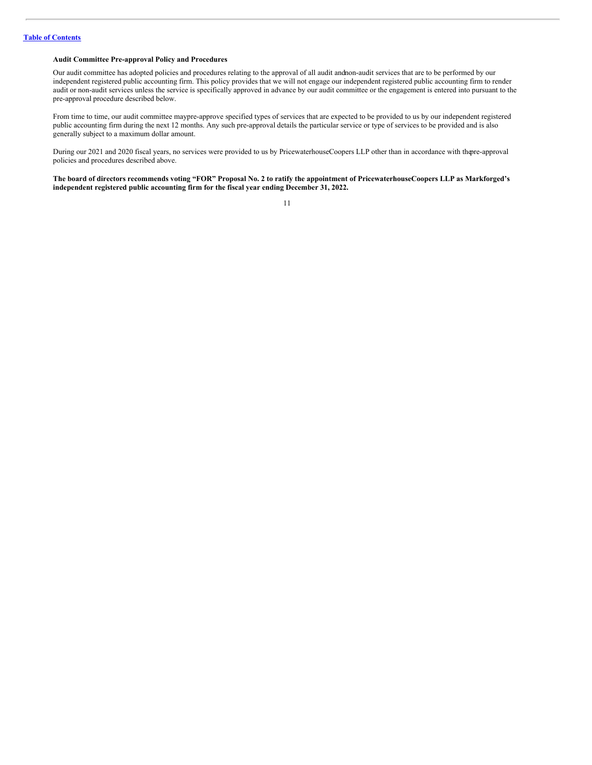### Audit Committee Pre-approval Policy and Procedures

Our audit committee has adopted policies and procedures relating to the approval of all audit and non-audit services that are to be performed by our independent registered public accounting firm. This policy provides that we will not engage our independent registered public accounting firm to render audit or non-audit services unless the service is specifically approved in advance by our audit committee or the engagement is entered into pursuant to the pre-approval procedure described below.

From time to time, our audit committee may pre-approve specified types of services that are expected to be provided to us by our independent registered public accounting firm during the next 12 months. Any such pre-approval details the particular service or type of services to be provided and is also generally subject to a maximum dollar amount.

During our 2021 and 2020 fiscal years, no services were provided to us by PricewaterhouseCoopers LLP other than in accordance with the pre-approval policies and procedures described above.

**The board of directors recommends voting "FOR" Proposal No. 2 to ratify the appointment of PricewaterhouseCoopers LLP as Markforged's independent registered public accounting firm for the fiscal year ending December 31, 2022.**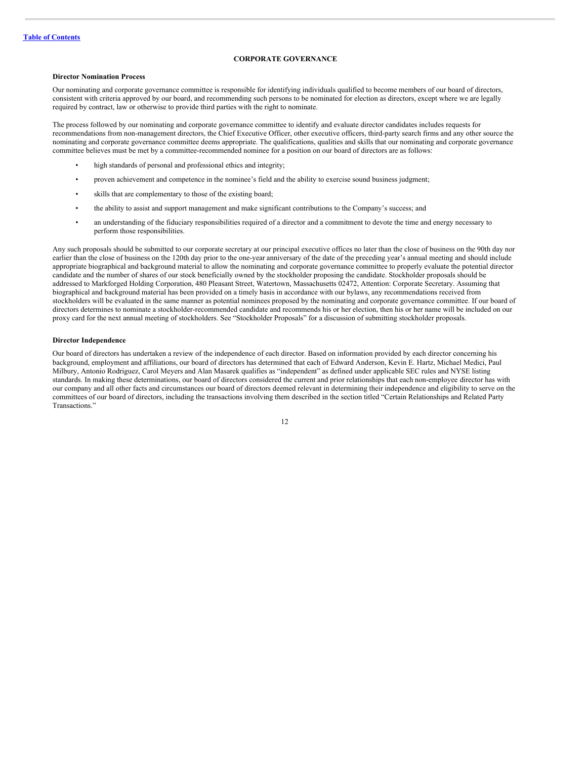## CORPORATE GOVERNANCE

### Director Nomination Process

Our nominating and corporate governance committee is responsible for identifying individuals qualified to become members of our board of directors, consistent with criteria approved by our board, and recommending such persons to be nominated for election as directors, except where we are legally required by contract, law or otherwise to provide third parties with the right to nominate.

The process followed by our nominating and corporate governance committee to identify and evaluate director candidates includes requests for recommendations from non-management directors, the Chief Executive Officer, other executive officers, third-party search firms and any other source the nominating and corporate governance committee deems appropriate. The qualifications, qualities and skills that our nominating and corporate governance committee believes must be met by a committee-recommended nominee for a position on our board of directors are as follows:

- high standards of personal and professional ethics and integrity;
- proven achievement and competence in the nominee's field and the ability to exercise sound business judgment;
- skills that are complementary to those of the existing board;
- the ability to assist and support management and make significant contributions to the Company's success; and
- an understanding of the fiduciary responsibilities required of a director and a commitment to devote the time and energy necessary to perform those responsibilities.

Any such proposals should be submitted to our corporate secretary at our principal executive offices no later than the close of business on the 90th day nor earlier than the close of business on the 120th day prior to the one-year anniversary of the date of the preceding year's annual meeting and should include appropriate biographical and background material to allow the nominating and corporate governance committee to properly evaluate the potential director candidate and the number of shares of our stock beneficially owned by the stockholder proposing the candidate. Stockholder proposals should be addressed to Markforged Holding Corporation, 480 Pleasant Street, Watertown, Massachusetts 02472, Attention: Corporate Secretary. Assuming that biographical and background material has been provided on a timely basis in accordance with our bylaws, any recommendations received from stockholders will be evaluated in the same manner as potential nominees proposed by the nominating and corporate governance committee. If our board of directors determines to nominate a stockholder-recommended candidate and recommends his or her election, then his or her name will be included on our proxy card for the next annual meeting of stockholders. See "Stockholder Proposals" for a discussion of submitting stockholder proposals.

### Director Independence

Our board of directors has undertaken a review of the independence of each director. Based on information provided by each director concerning his background, employment and affiliations, our board of directors has determined that each of Edward Anderson, Kevin E. Hartz, Michael Medici, Paul Milbury, Antonio Rodriguez, Carol Meyers and Alan Masarek qualifies as "independent" as defined under applicable SEC rules and NYSE listing standards. In making these determinations, our board of directors considered the current and prior relationships that each non-employee director has with our company and all other facts and circumstances our board of directors deemed relevant in determining their independence and eligibility to serve on the committees of our board of directors, including the transactions involving them described in the section titled "Certain Relationships and Related Party Transactions."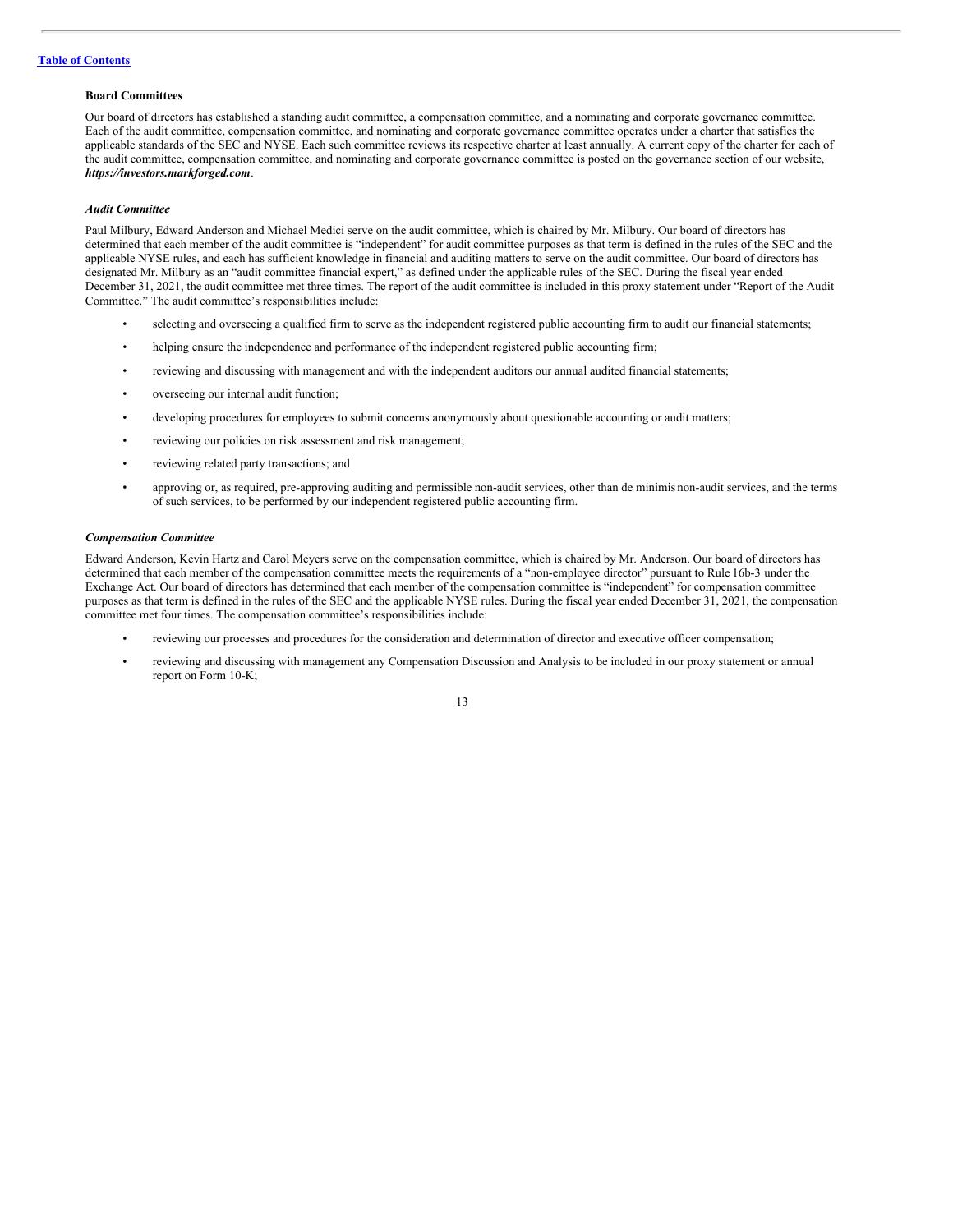[Table of Contents](#)

### Board Committees

Our board of directors has established a standing audit committee, a compensation committee, and a nominating and corporate governance committee. Each of the audit committee, compensation committee, and nominating and corporate governance committee operates under a charter that satisfies the applicable standards of the SEC and NYSE. Each such committee reviews its respective charter at least annually. A current copy of the charter for each of the audit committee, compensation committee, and nominating and corporate governance committee is posted on the governance section of our website, ***https://investors.markforged.com***.

#### *Audit Committee*

Paul Milbury, Edward Anderson and Michael Medici serve on the audit committee, which is chaired by Mr. Milbury. Our board of directors has determined that each member of the audit committee is "independent" for audit committee purposes as that term is defined in the rules of the SEC and the applicable NYSE rules, and each has sufficient knowledge in financial and auditing matters to serve on the audit committee. Our board of directors has designated Mr. Milbury as an "audit committee financial expert," as defined under the applicable rules of the SEC. During the fiscal year ended December 31, 2021, the audit committee met three times. The report of the audit committee is included in this proxy statement under "Report of the Audit Committee." The audit committee's responsibilities include:

- selecting and overseeing a qualified firm to serve as the independent registered public accounting firm to audit our financial statements;
- helping ensure the independence and performance of the independent registered public accounting firm;
- reviewing and discussing with management and with the independent auditors our annual audited financial statements;
- overseeing our internal audit function;
- developing procedures for employees to submit concerns anonymously about questionable accounting or audit matters;
- reviewing our policies on risk assessment and risk management;
- reviewing related party transactions; and
- approving or, as required, pre-approving auditing and permissible non-audit services, other than de minimis non-audit services, and the terms of such services, to be performed by our independent registered public accounting firm.

#### *Compensation Committee*

Edward Anderson, Kevin Hartz and Carol Meyers serve on the compensation committee, which is chaired by Mr. Anderson. Our board of directors has determined that each member of the compensation committee meets the requirements of a "non-employee director" pursuant to Rule 16b-3 under the Exchange Act. Our board of directors has determined that each member of the compensation committee is "independent" for compensation committee purposes as that term is defined in the rules of the SEC and the applicable NYSE rules. During the fiscal year ended December 31, 2021, the compensation committee met four times. The compensation committee's responsibilities include:

- reviewing our processes and procedures for the consideration and determination of director and executive officer compensation;
- reviewing and discussing with management any Compensation Discussion and Analysis to be included in our proxy statement or annual report on Form 10-K;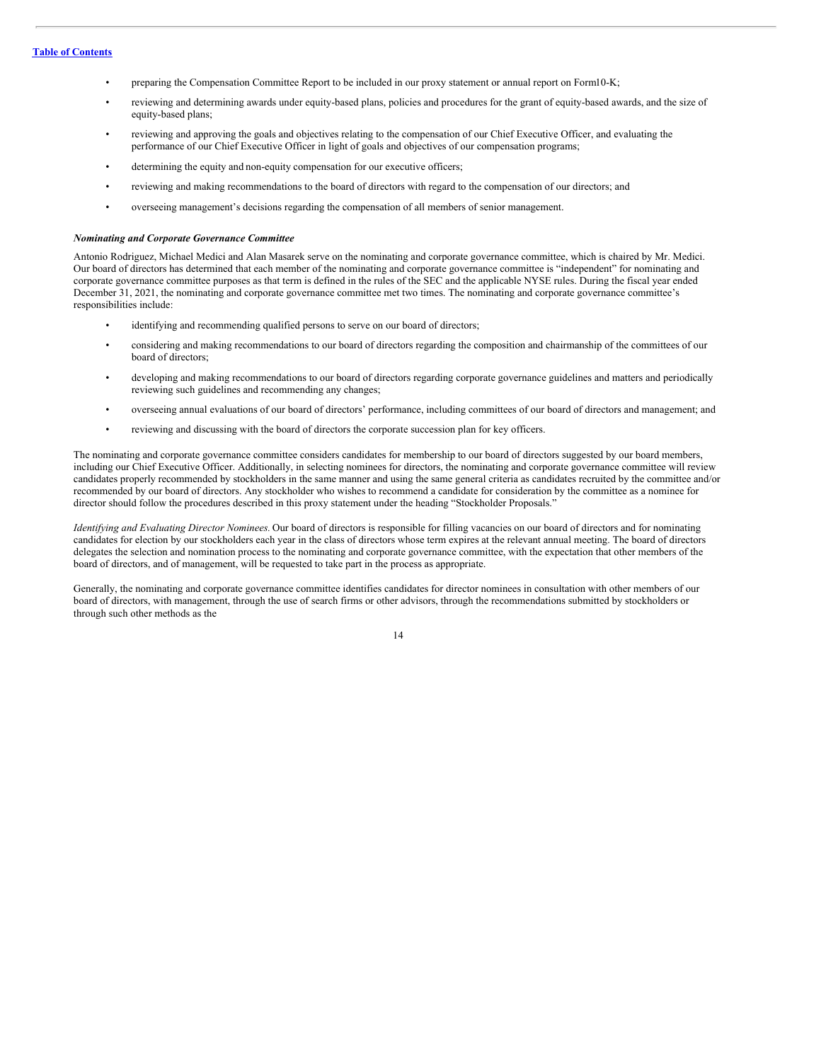- preparing the Compensation Committee Report to be included in our proxy statement or annual report on Form10-K;
- reviewing and determining awards under equity-based plans, policies and procedures for the grant of equity-based awards, and the size of equity-based plans;
- reviewing and approving the goals and objectives relating to the compensation of our Chief Executive Officer, and evaluating the performance of our Chief Executive Officer in light of goals and objectives of our compensation programs;
- determining the equity and non-equity compensation for our executive officers;
- reviewing and making recommendations to the board of directors with regard to the compensation of our directors; and
- overseeing management's decisions regarding the compensation of all members of senior management.

***Nominating and Corporate Governance Committee***

Antonio Rodriguez, Michael Medici and Alan Masarek serve on the nominating and corporate governance committee, which is chaired by Mr. Medici. Our board of directors has determined that each member of the nominating and corporate governance committee is "independent" for nominating and corporate governance committee purposes as that term is defined in the rules of the SEC and the applicable NYSE rules. During the fiscal year ended December 31, 2021, the nominating and corporate governance committee met two times. The nominating and corporate governance committee's responsibilities include:

- identifying and recommending qualified persons to serve on our board of directors;
- considering and making recommendations to our board of directors regarding the composition and chairmanship of the committees of our board of directors;
- developing and making recommendations to our board of directors regarding corporate governance guidelines and matters and periodically reviewing such guidelines and recommending any changes;
- overseeing annual evaluations of our board of directors' performance, including committees of our board of directors and management; and
- reviewing and discussing with the board of directors the corporate succession plan for key officers.

The nominating and corporate governance committee considers candidates for membership to our board of directors suggested by our board members, including our Chief Executive Officer. Additionally, in selecting nominees for directors, the nominating and corporate governance committee will review candidates properly recommended by stockholders in the same manner and using the same general criteria as candidates recruited by the committee and/or recommended by our board of directors. Any stockholder who wishes to recommend a candidate for consideration by the committee as a nominee for director should follow the procedures described in this proxy statement under the heading "Stockholder Proposals."

*Identifying and Evaluating Director Nominees.* Our board of directors is responsible for filling vacancies on our board of directors and for nominating candidates for election by our stockholders each year in the class of directors whose term expires at the relevant annual meeting. The board of directors delegates the selection and nomination process to the nominating and corporate governance committee, with the expectation that other members of the board of directors, and of management, will be requested to take part in the process as appropriate.

Generally, the nominating and corporate governance committee identifies candidates for director nominees in consultation with other members of our board of directors, with management, through the use of search firms or other advisors, through the recommendations submitted by stockholders or through such other methods as the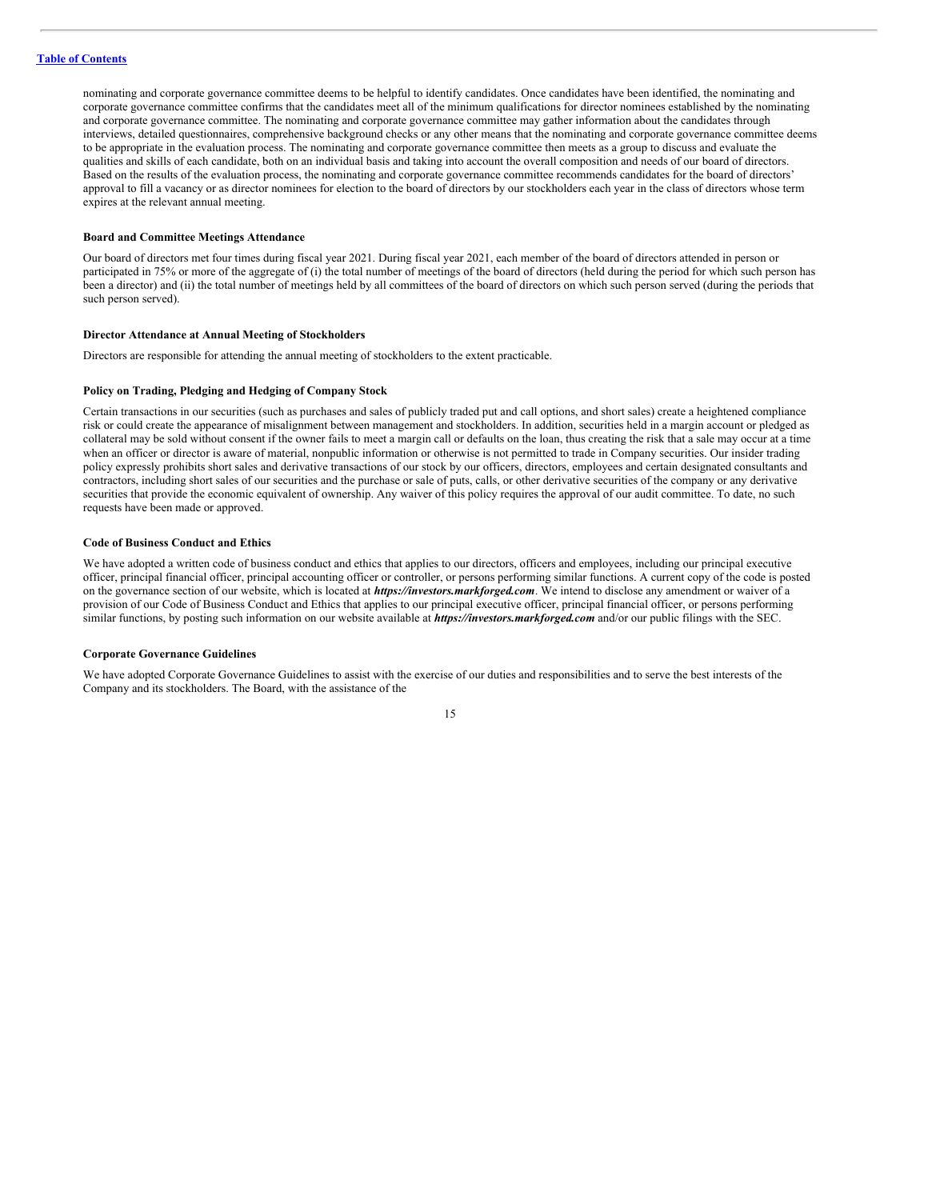nominating and corporate governance committee deems to be helpful to identify candidates. Once candidates have been identified, the nominating and corporate governance committee confirms that the candidates meet all of the minimum qualifications for director nominees established by the nominating and corporate governance committee. The nominating and corporate governance committee may gather information about the candidates through interviews, detailed questionnaires, comprehensive background checks or any other means that the nominating and corporate governance committee deems to be appropriate in the evaluation process. The nominating and corporate governance committee then meets as a group to discuss and evaluate the qualities and skills of each candidate, both on an individual basis and taking into account the overall composition and needs of our board of directors. Based on the results of the evaluation process, the nominating and corporate governance committee recommends candidates for the board of directors' approval to fill a vacancy or as director nominees for election to the board of directors by our stockholders each year in the class of directors whose term expires at the relevant annual meeting.

**Board and Committee Meetings Attendance**

Our board of directors met four times during fiscal year 2021. During fiscal year 2021, each member of the board of directors attended in person or participated in 75% or more of the aggregate of (i) the total number of meetings of the board of directors (held during the period for which such person has been a director) and (ii) the total number of meetings held by all committees of the board of directors on which such person served (during the periods that such person served).

**Director Attendance at Annual Meeting of Stockholders**

Directors are responsible for attending the annual meeting of stockholders to the extent practicable.

**Policy on Trading, Pledging and Hedging of Company Stock**

Certain transactions in our securities (such as purchases and sales of publicly traded put and call options, and short sales) create a heightened compliance risk or could create the appearance of misalignment between management and stockholders. In addition, securities held in a margin account or pledged as collateral may be sold without consent if the owner fails to meet a margin call or defaults on the loan, thus creating the risk that a sale may occur at a time when an officer or director is aware of material, nonpublic information or otherwise is not permitted to trade in Company securities. Our insider trading policy expressly prohibits short sales and derivative transactions of our stock by our officers, directors, employees and certain designated consultants and contractors, including short sales of our securities and the purchase or sale of puts, calls, or other derivative securities of the company or any derivative securities that provide the economic equivalent of ownership. Any waiver of this policy requires the approval of our audit committee. To date, no such requests have been made or approved.

**Code of Business Conduct and Ethics**

We have adopted a written code of business conduct and ethics that applies to our directors, officers and employees, including our principal executive officer, principal financial officer, principal accounting officer or controller, or persons performing similar functions. A current copy of the code is posted on the governance section of our website, which is located at ***https://investors.markforged.com***. We intend to disclose any amendment or waiver of a provision of our Code of Business Conduct and Ethics that applies to our principal executive officer, principal financial officer, or persons performing similar functions, by posting such information on our website available at ***https://investors.markforged.com*** and/or our public filings with the SEC.

**Corporate Governance Guidelines**

We have adopted Corporate Governance Guidelines to assist with the exercise of our duties and responsibilities and to serve the best interests of the Company and its stockholders. The Board, with the assistance of the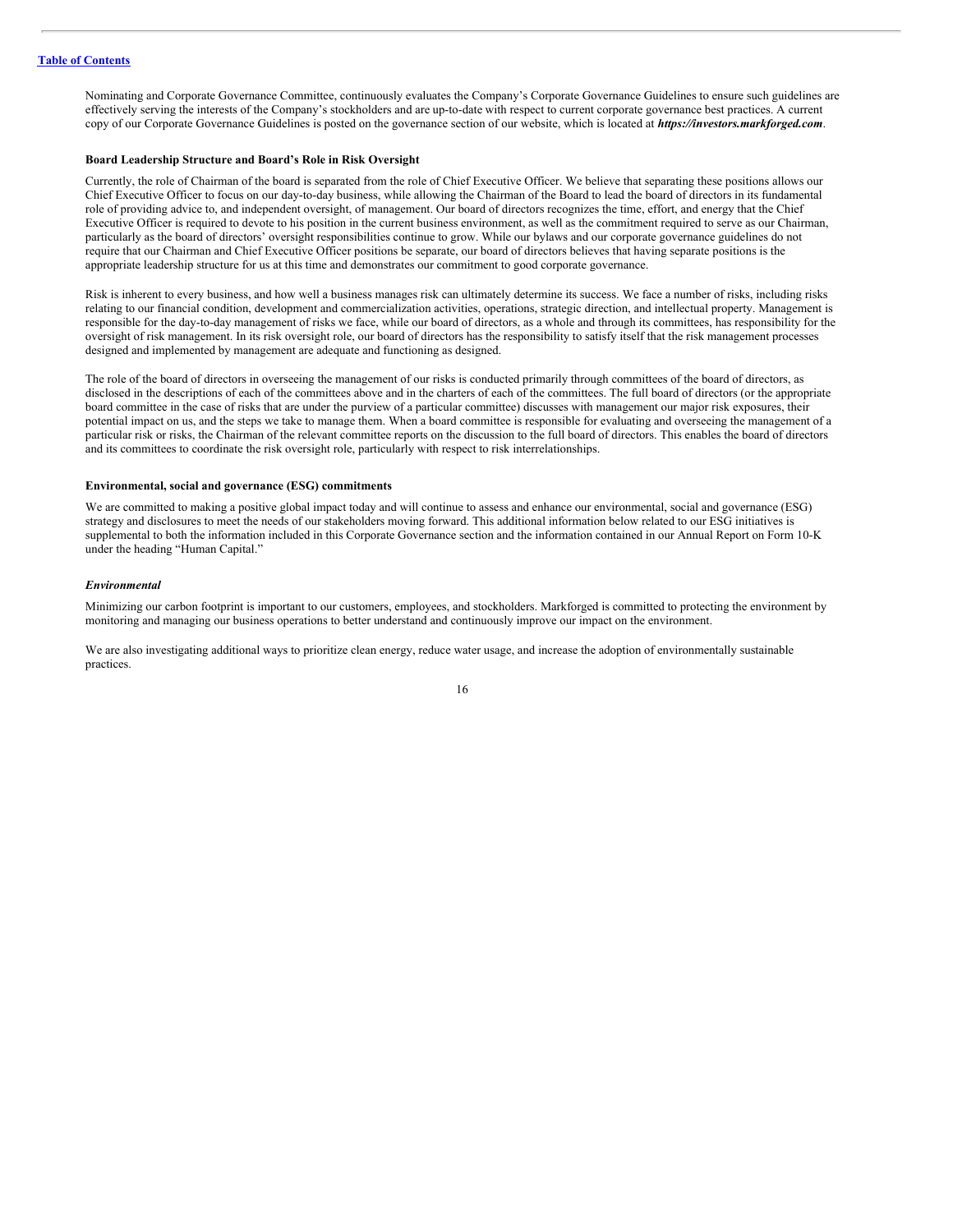Nominating and Corporate Governance Committee, continuously evaluates the Company's Corporate Governance Guidelines to ensure such guidelines are effectively serving the interests of the Company's stockholders and are up-to-date with respect to current corporate governance best practices. A current copy of our Corporate Governance Guidelines is posted on the governance section of our website, which is located at ***https://investors.markforged.com***.

**Board Leadership Structure and Board's Role in Risk Oversight**

Currently, the role of Chairman of the board is separated from the role of Chief Executive Officer. We believe that separating these positions allows our Chief Executive Officer to focus on our day-to-day business, while allowing the Chairman of the Board to lead the board of directors in its fundamental role of providing advice to, and independent oversight, of management. Our board of directors recognizes the time, effort, and energy that the Chief Executive Officer is required to devote to his position in the current business environment, as well as the commitment required to serve as our Chairman, particularly as the board of directors' oversight responsibilities continue to grow. While our bylaws and our corporate governance guidelines do not require that our Chairman and Chief Executive Officer positions be separate, our board of directors believes that having separate positions is the appropriate leadership structure for us at this time and demonstrates our commitment to good corporate governance.

Risk is inherent to every business, and how well a business manages risk can ultimately determine its success. We face a number of risks, including risks relating to our financial condition, development and commercialization activities, operations, strategic direction, and intellectual property. Management is responsible for the day-to-day management of risks we face, while our board of directors, as a whole and through its committees, has responsibility for the oversight of risk management. In its risk oversight role, our board of directors has the responsibility to satisfy itself that the risk management processes designed and implemented by management are adequate and functioning as designed.

The role of the board of directors in overseeing the management of our risks is conducted primarily through committees of the board of directors, as disclosed in the descriptions of each of the committees above and in the charters of each of the committees. The full board of directors (or the appropriate board committee in the case of risks that are under the purview of a particular committee) discusses with management our major risk exposures, their potential impact on us, and the steps we take to manage them. When a board committee is responsible for evaluating and overseeing the management of a particular risk or risks, the Chairman of the relevant committee reports on the discussion to the full board of directors. This enables the board of directors and its committees to coordinate the risk oversight role, particularly with respect to risk interrelationships.

**Environmental, social and governance (ESG) commitments**

We are committed to making a positive global impact today and will continue to assess and enhance our environmental, social and governance (ESG) strategy and disclosures to meet the needs of our stakeholders moving forward. This additional information below related to our ESG initiatives is supplemental to both the information included in this Corporate Governance section and the information contained in our Annual Report on Form 10-K under the heading "Human Capital."

***Environmental***

Minimizing our carbon footprint is important to our customers, employees, and stockholders. Markforged is committed to protecting the environment by monitoring and managing our business operations to better understand and continuously improve our impact on the environment.

We are also investigating additional ways to prioritize clean energy, reduce water usage, and increase the adoption of environmentally sustainable practices.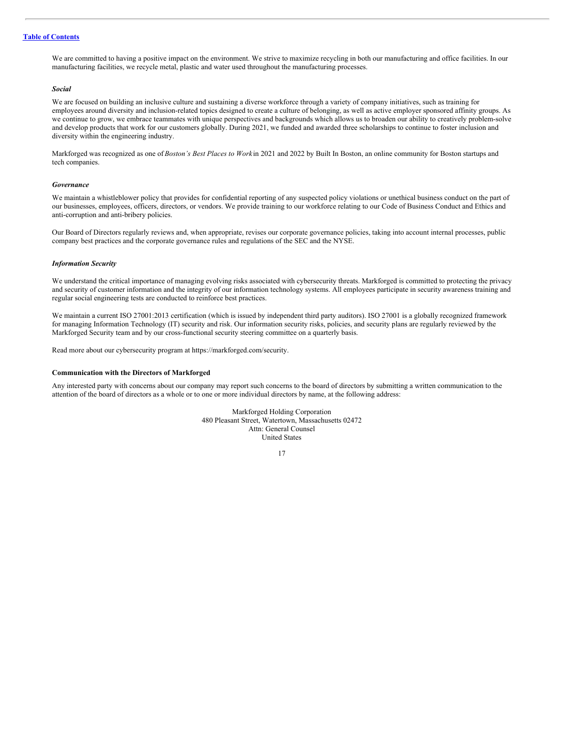We are committed to having a positive impact on the environment. We strive to maximize recycling in both our manufacturing and office facilities. In our manufacturing facilities, we recycle metal, plastic and water used throughout the manufacturing processes.

***Social***

We are focused on building an inclusive culture and sustaining a diverse workforce through a variety of company initiatives, such as training for employees around diversity and inclusion-related topics designed to create a culture of belonging, as well as active employer sponsored affinity groups. As we continue to grow, we embrace teammates with unique perspectives and backgrounds which allows us to broaden our ability to creatively problem-solve and develop products that work for our customers globally. During 2021, we funded and awarded three scholarships to continue to foster inclusion and diversity within the engineering industry.

Markforged was recognized as one of *Boston's Best Places to Work* in 2021 and 2022 by Built In Boston, an online community for Boston startups and tech companies.

***Governance***

We maintain a whistleblower policy that provides for confidential reporting of any suspected policy violations or unethical business conduct on the part of our businesses, employees, officers, directors, or vendors. We provide training to our workforce relating to our Code of Business Conduct and Ethics and anti-corruption and anti-bribery policies.

Our Board of Directors regularly reviews and, when appropriate, revises our corporate governance policies, taking into account internal processes, public company best practices and the corporate governance rules and regulations of the SEC and the NYSE.

***Information Security***

We understand the critical importance of managing evolving risks associated with cybersecurity threats. Markforged is committed to protecting the privacy and security of customer information and the integrity of our information technology systems. All employees participate in security awareness training and regular social engineering tests are conducted to reinforce best practices.

We maintain a current ISO 27001:2013 certification (which is issued by independent third party auditors). ISO 27001 is a globally recognized framework for managing Information Technology (IT) security and risk. Our information security risks, policies, and security plans are regularly reviewed by the Markforged Security team and by our cross-functional security steering committee on a quarterly basis.

Read more about our cybersecurity program at https://markforged.com/security.

**Communication with the Directors of Markforged**

Any interested party with concerns about our company may report such concerns to the board of directors by submitting a written communication to the attention of the board of directors as a whole or to one or more individual directors by name, at the following address:

Markforged Holding Corporation
480 Pleasant Street, Watertown, Massachusetts 02472
Attn: General Counsel
United States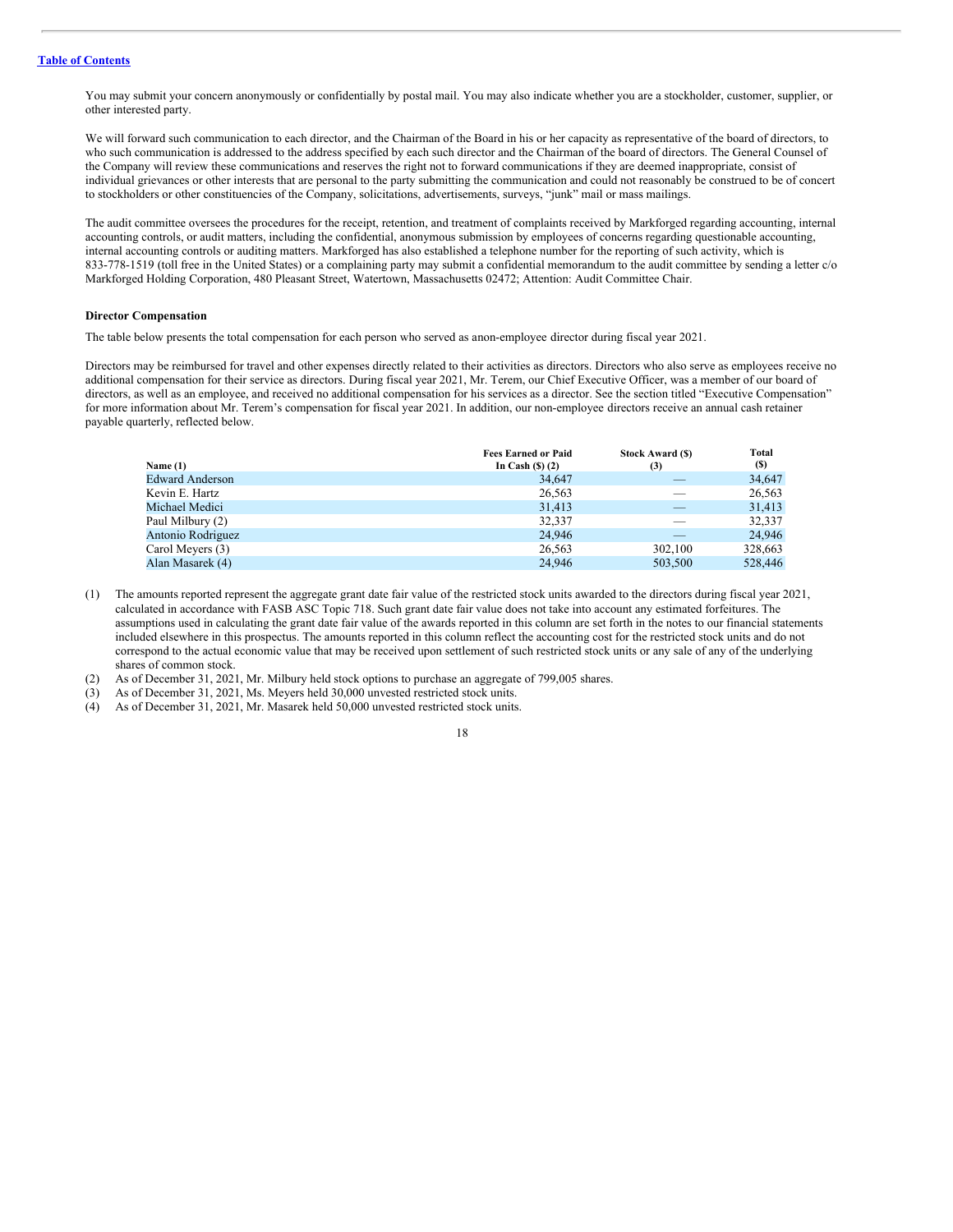You may submit your concern anonymously or confidentially by postal mail. You may also indicate whether you are a stockholder, customer, supplier, or other interested party.

We will forward such communication to each director, and the Chairman of the Board in his or her capacity as representative of the board of directors, to who such communication is addressed to the address specified by each such director and the Chairman of the board of directors. The General Counsel of the Company will review these communications and reserves the right not to forward communications if they are deemed inappropriate, consist of individual grievances or other interests that are personal to the party submitting the communication and could not reasonably be construed to be of concert to stockholders or other constituencies of the Company, solicitations, advertisements, surveys, "junk" mail or mass mailings.

The audit committee oversees the procedures for the receipt, retention, and treatment of complaints received by Markforged regarding accounting, internal accounting controls, or audit matters, including the confidential, anonymous submission by employees of concerns regarding questionable accounting, internal accounting controls or auditing matters. Markforged has also established a telephone number for the reporting of such activity, which is 833-778-1519 (toll free in the United States) or a complaining party may submit a confidential memorandum to the audit committee by sending a letter c/o Markforged Holding Corporation, 480 Pleasant Street, Watertown, Massachusetts 02472; Attention: Audit Committee Chair.

**Director Compensation**

The table below presents the total compensation for each person who served as anon-employee director during fiscal year 2021.

Directors may be reimbursed for travel and other expenses directly related to their activities as directors. Directors who also serve as employees receive no additional compensation for their service as directors. During fiscal year 2021, Mr. Terem, our Chief Executive Officer, was a member of our board of directors, as well as an employee, and received no additional compensation for his services as a director. See the section titled "Executive Compensation" for more information about Mr. Terem's compensation for fiscal year 2021. In addition, our non-employee directors receive an annual cash retainer payable quarterly, reflected below.

| Name (1) | Fees Earned or Paid In Cash ($) (2) | Stock Award ($) (3) | Total ($) |
|---|---|---|---|
| Edward Anderson | 34,647 | — | 34,647 |
| Kevin E. Hartz | 26,563 | — | 26,563 |
| Michael Medici | 31,413 | — | 31,413 |
| Paul Milbury (2) | 32,337 | — | 32,337 |
| Antonio Rodriguez | 24,946 | — | 24,946 |
| Carol Meyers (3) | 26,563 | 302,100 | 328,663 |
| Alan Masarek (4) | 24,946 | 503,500 | 528,446 |

(1) The amounts reported represent the aggregate grant date fair value of the restricted stock units awarded to the directors during fiscal year 2021, calculated in accordance with FASB ASC Topic 718. Such grant date fair value does not take into account any estimated forfeitures. The assumptions used in calculating the grant date fair value of the awards reported in this column are set forth in the notes to our financial statements included elsewhere in this prospectus. The amounts reported in this column reflect the accounting cost for the restricted stock units and do not correspond to the actual economic value that may be received upon settlement of such restricted stock units or any sale of any of the underlying shares of common stock.

(2) As of December 31, 2021, Mr. Milbury held stock options to purchase an aggregate of 799,005 shares.

(3) As of December 31, 2021, Ms. Meyers held 30,000 unvested restricted stock units.

(4) As of December 31, 2021, Mr. Masarek held 50,000 unvested restricted stock units.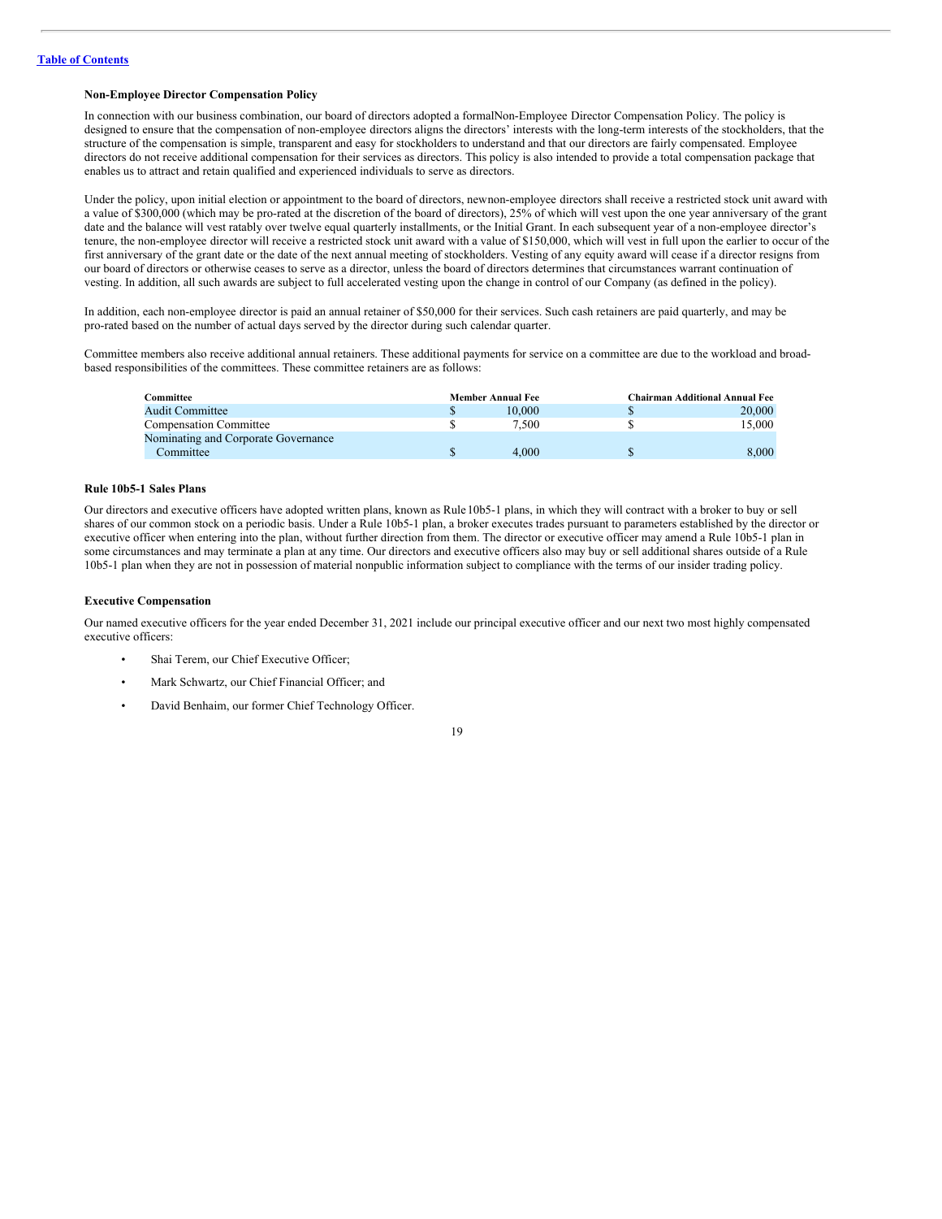**Non-Employee Director Compensation Policy**

In connection with our business combination, our board of directors adopted a formal Non-Employee Director Compensation Policy. The policy is designed to ensure that the compensation of non-employee directors aligns the directors' interests with the long-term interests of the stockholders, that the structure of the compensation is simple, transparent and easy for stockholders to understand and that our directors are fairly compensated. Employee directors do not receive additional compensation for their services as directors. This policy is also intended to provide a total compensation package that enables us to attract and retain qualified and experienced individuals to serve as directors.

Under the policy, upon initial election or appointment to the board of directors, new non-employee directors shall receive a restricted stock unit award with a value of $300,000 (which may be pro-rated at the discretion of the board of directors), 25% of which will vest upon the one year anniversary of the grant date and the balance will vest ratably over twelve equal quarterly installments, or the Initial Grant. In each subsequent year of a non-employee director's tenure, the non-employee director will receive a restricted stock unit award with a value of $150,000, which will vest in full upon the earlier to occur of the first anniversary of the grant date or the date of the next annual meeting of stockholders. Vesting of any equity award will cease if a director resigns from our board of directors or otherwise ceases to serve as a director, unless the board of directors determines that circumstances warrant continuation of vesting. In addition, all such awards are subject to full accelerated vesting upon the change in control of our Company (as defined in the policy).

In addition, each non-employee director is paid an annual retainer of $50,000 for their services. Such cash retainers are paid quarterly, and may be pro-rated based on the number of actual days served by the director during such calendar quarter.

Committee members also receive additional annual retainers. These additional payments for service on a committee are due to the workload and broad-based responsibilities of the committees. These committee retainers are as follows:

| Committee | Member Annual Fee | Chairman Additional Annual Fee |
|---|---|---|
| Audit Committee | $ 10,000 | $ 20,000 |
| Compensation Committee | $ 7,500 | $ 15,000 |
| Nominating and Corporate Governance Committee | $ 4,000 | $ 8,000 |

**Rule 10b5-1 Sales Plans**

Our directors and executive officers have adopted written plans, known as Rule 10b5-1 plans, in which they will contract with a broker to buy or sell shares of our common stock on a periodic basis. Under a Rule 10b5-1 plan, a broker executes trades pursuant to parameters established by the director or executive officer when entering into the plan, without further direction from them. The director or executive officer may amend a Rule 10b5-1 plan in some circumstances and may terminate a plan at any time. Our directors and executive officers also may buy or sell additional shares outside of a Rule 10b5-1 plan when they are not in possession of material nonpublic information subject to compliance with the terms of our insider trading policy.

**Executive Compensation**

Our named executive officers for the year ended December 31, 2021 include our principal executive officer and our next two most highly compensated executive officers:

- Shai Terem, our Chief Executive Officer;
- Mark Schwartz, our Chief Financial Officer; and
- David Benhaim, our former Chief Technology Officer.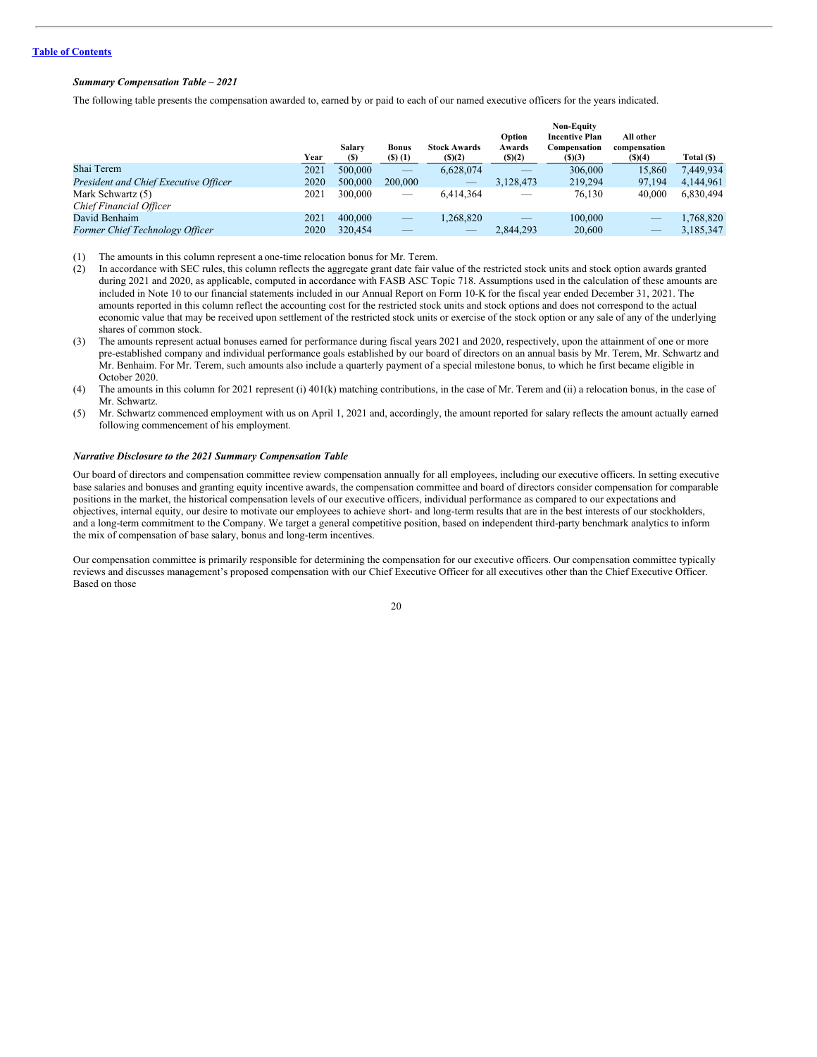*Summary Compensation Table – 2021*

The following table presents the compensation awarded to, earned by or paid to each of our named executive officers for the years indicated.

| | Year | Salary ($) | Bonus ($) (1) | Stock Awards ($)(2) | Option Awards ($)(2) | Non-Equity Incentive Plan Compensation ($)(3) | All other compensation ($)(4) | Total ($) |
|---|---|---|---|---|---|---|---|---|
| Shai Terem | 2021 | 500,000 | — | 6,628,074 | — | 306,000 | 15,860 | 7,449,934 |
| *President and Chief Executive Officer* | 2020 | 500,000 | 200,000 | — | 3,128,473 | 219,294 | 97,194 | 4,144,961 |
| Mark Schwartz (5) | 2021 | 300,000 | — | 6,414,364 | — | 76,130 | 40,000 | 6,830,494 |
| *Chief Financial Officer* | | | | | | | | |
| David Benhaim | 2021 | 400,000 | — | 1,268,820 | — | 100,000 | — | 1,768,820 |
| *Former Chief Technology Officer* | 2020 | 320,454 | — | — | 2,844,293 | 20,600 | — | 3,185,347 |

(1) The amounts in this column represent a one-time relocation bonus for Mr. Terem.

(2) In accordance with SEC rules, this column reflects the aggregate grant date fair value of the restricted stock units and stock option awards granted during 2021 and 2020, as applicable, computed in accordance with FASB ASC Topic 718. Assumptions used in the calculation of these amounts are included in Note 10 to our financial statements included in our Annual Report on Form 10-K for the fiscal year ended December 31, 2021. The amounts reported in this column reflect the accounting cost for the restricted stock units and stock options and does not correspond to the actual economic value that may be received upon settlement of the restricted stock units or exercise of the stock option or any sale of any of the underlying shares of common stock.

(3) The amounts represent actual bonuses earned for performance during fiscal years 2021 and 2020, respectively, upon the attainment of one or more pre-established company and individual performance goals established by our board of directors on an annual basis by Mr. Terem, Mr. Schwartz and Mr. Benhaim. For Mr. Terem, such amounts also include a quarterly payment of a special milestone bonus, to which he first became eligible in October 2020.

(4) The amounts in this column for 2021 represent (i) 401(k) matching contributions, in the case of Mr. Terem and (ii) a relocation bonus, in the case of Mr. Schwartz.

(5) Mr. Schwartz commenced employment with us on April 1, 2021 and, accordingly, the amount reported for salary reflects the amount actually earned following commencement of his employment.

*Narrative Disclosure to the 2021 Summary Compensation Table*

Our board of directors and compensation committee review compensation annually for all employees, including our executive officers. In setting executive base salaries and bonuses and granting equity incentive awards, the compensation committee and board of directors consider compensation for comparable positions in the market, the historical compensation levels of our executive officers, individual performance as compared to our expectations and objectives, internal equity, our desire to motivate our employees to achieve short- and long-term results that are in the best interests of our stockholders, and a long-term commitment to the Company. We target a general competitive position, based on independent third-party benchmark analytics to inform the mix of compensation of base salary, bonus and long-term incentives.

Our compensation committee is primarily responsible for determining the compensation for our executive officers. Our compensation committee typically reviews and discusses management's proposed compensation with our Chief Executive Officer for all executives other than the Chief Executive Officer. Based on those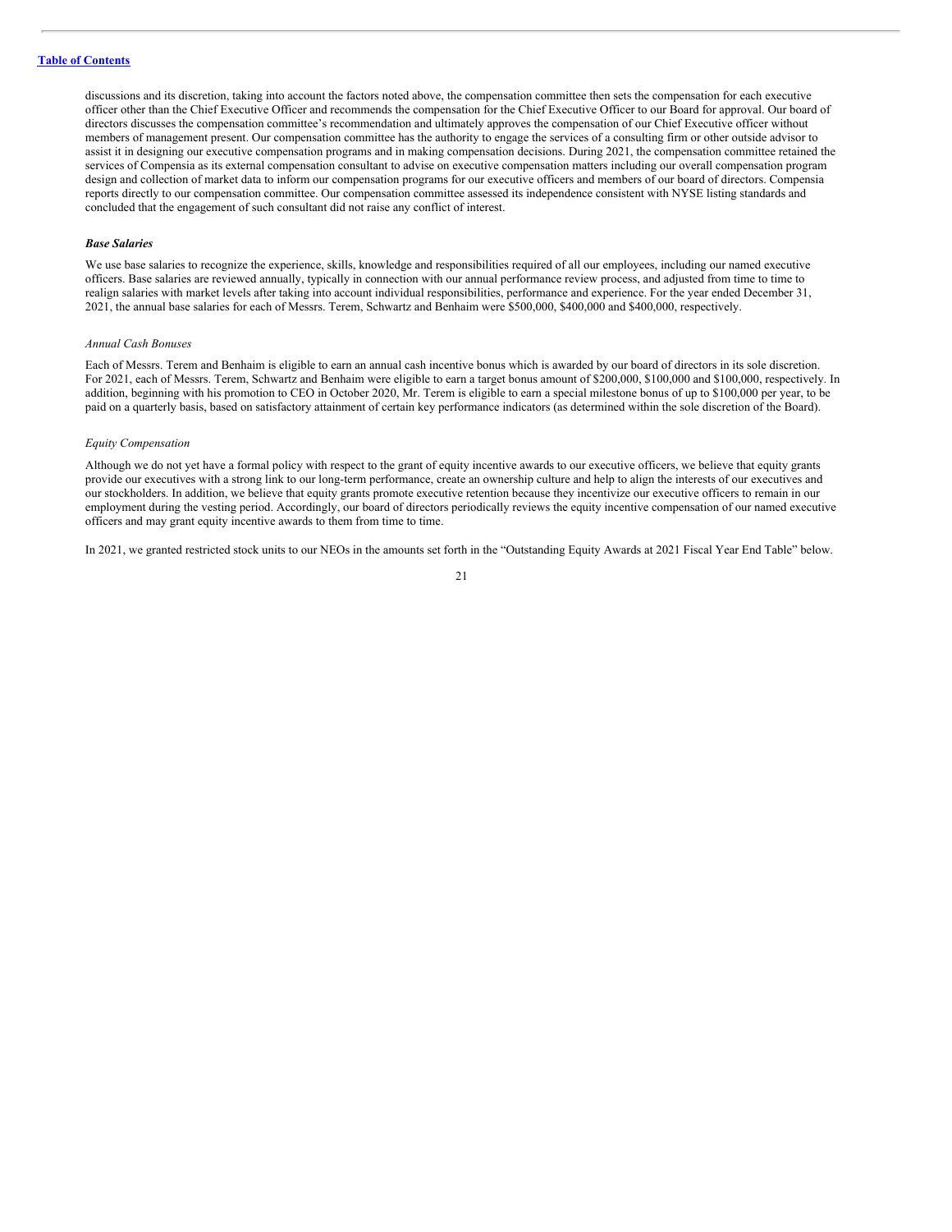discussions and its discretion, taking into account the factors noted above, the compensation committee then sets the compensation for each executive officer other than the Chief Executive Officer and recommends the compensation for the Chief Executive Officer to our Board for approval. Our board of directors discusses the compensation committee's recommendation and ultimately approves the compensation of our Chief Executive officer without members of management present. Our compensation committee has the authority to engage the services of a consulting firm or other outside advisor to assist it in designing our executive compensation programs and in making compensation decisions. During 2021, the compensation committee retained the services of Compensia as its external compensation consultant to advise on executive compensation matters including our overall compensation program design and collection of market data to inform our compensation programs for our executive officers and members of our board of directors. Compensia reports directly to our compensation committee. Our compensation committee assessed its independence consistent with NYSE listing standards and concluded that the engagement of such consultant did not raise any conflict of interest.

***Base Salaries***

We use base salaries to recognize the experience, skills, knowledge and responsibilities required of all our employees, including our named executive officers. Base salaries are reviewed annually, typically in connection with our annual performance review process, and adjusted from time to time to realign salaries with market levels after taking into account individual responsibilities, performance and experience. For the year ended December 31, 2021, the annual base salaries for each of Messrs. Terem, Schwartz and Benhaim were $500,000, $400,000 and $400,000, respectively.

*Annual Cash Bonuses*

Each of Messrs. Terem and Benhaim is eligible to earn an annual cash incentive bonus which is awarded by our board of directors in its sole discretion. For 2021, each of Messrs. Terem, Schwartz and Benhaim were eligible to earn a target bonus amount of $200,000, $100,000 and $100,000, respectively. In addition, beginning with his promotion to CEO in October 2020, Mr. Terem is eligible to earn a special milestone bonus of up to $100,000 per year, to be paid on a quarterly basis, based on satisfactory attainment of certain key performance indicators (as determined within the sole discretion of the Board).

*Equity Compensation*

Although we do not yet have a formal policy with respect to the grant of equity incentive awards to our executive officers, we believe that equity grants provide our executives with a strong link to our long-term performance, create an ownership culture and help to align the interests of our executives and our stockholders. In addition, we believe that equity grants promote executive retention because they incentivize our executive officers to remain in our employment during the vesting period. Accordingly, our board of directors periodically reviews the equity incentive compensation of our named executive officers and may grant equity incentive awards to them from time to time.

In 2021, we granted restricted stock units to our NEOs in the amounts set forth in the "Outstanding Equity Awards at 2021 Fiscal Year End Table" below.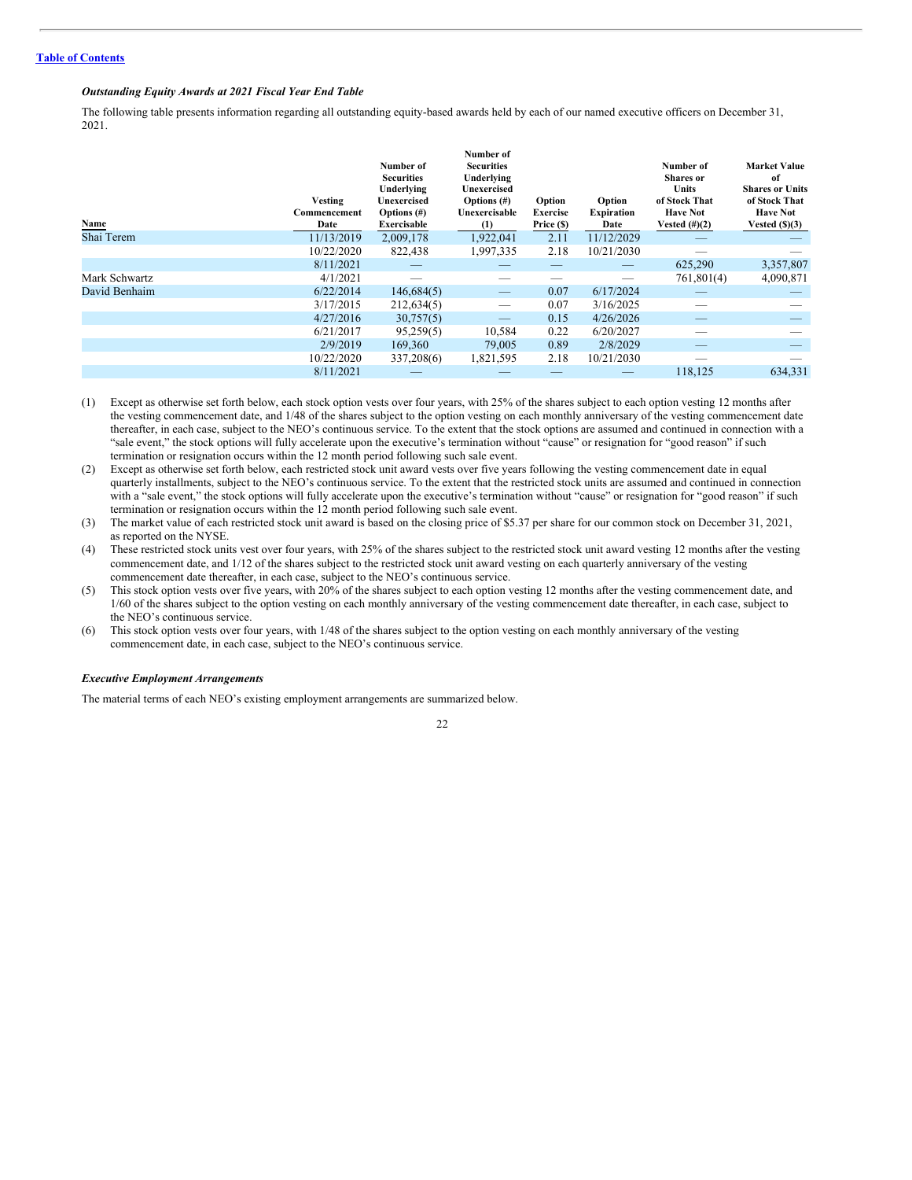### *Outstanding Equity Awards at 2021 Fiscal Year End Table*

The following table presents information regarding all outstanding equity-based awards held by each of our named executive officers on December 31, 2021.

| Name | Vesting Commencement Date | Number of Securities Underlying Unexercised Options (#) Exercisable | Number of Securities Underlying Unexercised Options (#) Unexercisable (1) | Option Exercise Price ($) | Option Expiration Date | Number of Shares or Units of Stock That Have Not Vested (#)(2) | Market Value of Shares or Units of Stock That Have Not Vested ($)(3) |
|---|---|---|---|---|---|---|---|
| Shai Terem | 11/13/2019 | 2,009,178 | 1,922,041 | 2.11 | 11/12/2029 | — | — |
| | 10/22/2020 | 822,438 | 1,997,335 | 2.18 | 10/21/2030 | — | — |
| | 8/11/2021 | — | — | — | — | 625,290 | 3,357,807 |
| Mark Schwartz | 4/1/2021 | — | — | — | — | 761,801(4) | 4,090,871 |
| David Benhaim | 6/22/2014 | 146,684(5) | — | 0.07 | 6/17/2024 | — | — |
| | 3/17/2015 | 212,634(5) | — | 0.07 | 3/16/2025 | — | — |
| | 4/27/2016 | 30,757(5) | — | 0.15 | 4/26/2026 | — | — |
| | 6/21/2017 | 95,259(5) | 10,584 | 0.22 | 6/20/2027 | — | — |
| | 2/9/2019 | 169,360 | 79,005 | 0.89 | 2/8/2029 | — | — |
| | 10/22/2020 | 337,208(6) | 1,821,595 | 2.18 | 10/21/2030 | — | — |
| | 8/11/2021 | — | — | — | — | 118,125 | 634,331 |

(1) Except as otherwise set forth below, each stock option vests over four years, with 25% of the shares subject to each option vesting 12 months after the vesting commencement date, and 1/48 of the shares subject to the option vesting on each monthly anniversary of the vesting commencement date thereafter, in each case, subject to the NEO's continuous service. To the extent that the stock options are assumed and continued in connection with a "sale event," the stock options will fully accelerate upon the executive's termination without "cause" or resignation for "good reason" if such termination or resignation occurs within the 12 month period following such sale event.

(2) Except as otherwise set forth below, each restricted stock unit award vests over five years following the vesting commencement date in equal quarterly installments, subject to the NEO's continuous service. To the extent that the restricted stock units are assumed and continued in connection with a "sale event," the stock options will fully accelerate upon the executive's termination without "cause" or resignation for "good reason" if such termination or resignation occurs within the 12 month period following such sale event.

(3) The market value of each restricted stock unit award is based on the closing price of $5.37 per share for our common stock on December 31, 2021, as reported on the NYSE.

(4) These restricted stock units vest over four years, with 25% of the shares subject to the restricted stock unit award vesting 12 months after the vesting commencement date, and 1/12 of the shares subject to the restricted stock unit award vesting on each quarterly anniversary of the vesting commencement date thereafter, in each case, subject to the NEO's continuous service.

(5) This stock option vests over five years, with 20% of the shares subject to each option vesting 12 months after the vesting commencement date, and 1/60 of the shares subject to the option vesting on each monthly anniversary of the vesting commencement date thereafter, in each case, subject to the NEO's continuous service.

(6) This stock option vests over four years, with 1/48 of the shares subject to the option vesting on each monthly anniversary of the vesting commencement date, in each case, subject to the NEO's continuous service.

### *Executive Employment Arrangements*

The material terms of each NEO's existing employment arrangements are summarized below.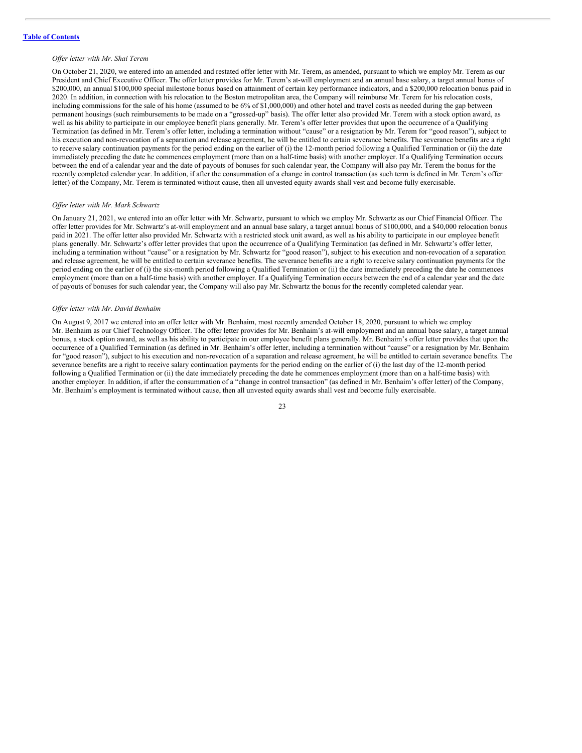*Offer letter with Mr. Shai Terem*

On October 21, 2020, we entered into an amended and restated offer letter with Mr. Terem, as amended, pursuant to which we employ Mr. Terem as our President and Chief Executive Officer. The offer letter provides for Mr. Terem's at-will employment and an annual base salary, a target annual bonus of $200,000, an annual $100,000 special milestone bonus based on attainment of certain key performance indicators, and a $200,000 relocation bonus paid in 2020. In addition, in connection with his relocation to the Boston metropolitan area, the Company will reimburse Mr. Terem for his relocation costs, including commissions for the sale of his home (assumed to be 6% of $1,000,000) and other hotel and travel costs as needed during the gap between permanent housings (such reimbursements to be made on a "grossed-up" basis). The offer letter also provided Mr. Terem with a stock option award, as well as his ability to participate in our employee benefit plans generally. Mr. Terem's offer letter provides that upon the occurrence of a Qualifying Termination (as defined in Mr. Terem's offer letter, including a termination without "cause" or a resignation by Mr. Terem for "good reason"), subject to his execution and non-revocation of a separation and release agreement, he will be entitled to certain severance benefits. The severance benefits are a right to receive salary continuation payments for the period ending on the earlier of (i) the 12-month period following a Qualified Termination or (ii) the date immediately preceding the date he commences employment (more than on a half-time basis) with another employer. If a Qualifying Termination occurs between the end of a calendar year and the date of payouts of bonuses for such calendar year, the Company will also pay Mr. Terem the bonus for the recently completed calendar year. In addition, if after the consummation of a change in control transaction (as such term is defined in Mr. Terem's offer letter) of the Company, Mr. Terem is terminated without cause, then all unvested equity awards shall vest and become fully exercisable.

*Offer letter with Mr. Mark Schwartz*

On January 21, 2021, we entered into an offer letter with Mr. Schwartz, pursuant to which we employ Mr. Schwartz as our Chief Financial Officer. The offer letter provides for Mr. Schwartz's at-will employment and an annual base salary, a target annual bonus of $100,000, and a $40,000 relocation bonus paid in 2021. The offer letter also provided Mr. Schwartz with a restricted stock unit award, as well as his ability to participate in our employee benefit plans generally. Mr. Schwartz's offer letter provides that upon the occurrence of a Qualifying Termination (as defined in Mr. Schwartz's offer letter, including a termination without "cause" or a resignation by Mr. Schwartz for "good reason"), subject to his execution and non-revocation of a separation and release agreement, he will be entitled to certain severance benefits. The severance benefits are a right to receive salary continuation payments for the period ending on the earlier of (i) the six-month period following a Qualified Termination or (ii) the date immediately preceding the date he commences employment (more than on a half-time basis) with another employer. If a Qualifying Termination occurs between the end of a calendar year and the date of payouts of bonuses for such calendar year, the Company will also pay Mr. Schwartz the bonus for the recently completed calendar year.

*Offer letter with Mr. David Benhaim*

On August 9, 2017 we entered into an offer letter with Mr. Benhaim, most recently amended October 18, 2020, pursuant to which we employ Mr. Benhaim as our Chief Technology Officer. The offer letter provides for Mr. Benhaim's at-will employment and an annual base salary, a target annual bonus, a stock option award, as well as his ability to participate in our employee benefit plans generally. Mr. Benhaim's offer letter provides that upon the occurrence of a Qualified Termination (as defined in Mr. Benhaim's offer letter, including a termination without "cause" or a resignation by Mr. Benhaim for "good reason"), subject to his execution and non-revocation of a separation and release agreement, he will be entitled to certain severance benefits. The severance benefits are a right to receive salary continuation payments for the period ending on the earlier of (i) the last day of the 12-month period following a Qualified Termination or (ii) the date immediately preceding the date he commences employment (more than on a half-time basis) with another employer. In addition, if after the consummation of a "change in control transaction" (as defined in Mr. Benhaim's offer letter) of the Company, Mr. Benhaim's employment is terminated without cause, then all unvested equity awards shall vest and become fully exercisable.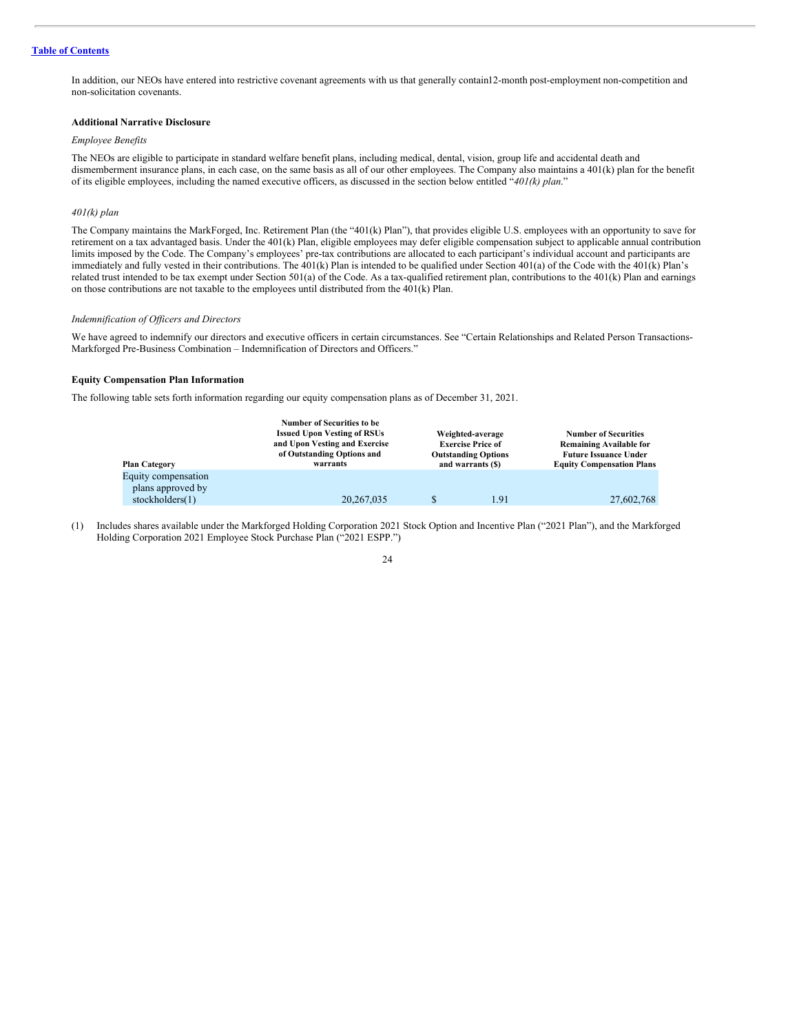[Table of Contents](#)

In addition, our NEOs have entered into restrictive covenant agreements with us that generally contain12-month post-employment non-competition and non-solicitation covenants.

### Additional Narrative Disclosure

*Employee Benefits*

The NEOs are eligible to participate in standard welfare benefit plans, including medical, dental, vision, group life and accidental death and dismemberment insurance plans, in each case, on the same basis as all of our other employees. The Company also maintains a 401(k) plan for the benefit of its eligible employees, including the named executive officers, as discussed in the section below entitled "*401(k) plan*."

*401(k) plan*

The Company maintains the MarkForged, Inc. Retirement Plan (the "401(k) Plan"), that provides eligible U.S. employees with an opportunity to save for retirement on a tax advantaged basis. Under the 401(k) Plan, eligible employees may defer eligible compensation subject to applicable annual contribution limits imposed by the Code. The Company's employees' pre-tax contributions are allocated to each participant's individual account and participants are immediately and fully vested in their contributions. The 401(k) Plan is intended to be qualified under Section 401(a) of the Code with the 401(k) Plan's related trust intended to be tax exempt under Section 501(a) of the Code. As a tax-qualified retirement plan, contributions to the 401(k) Plan and earnings on those contributions are not taxable to the employees until distributed from the 401(k) Plan.

*Indemnification of Officers and Directors*

We have agreed to indemnify our directors and executive officers in certain circumstances. See "Certain Relationships and Related Person Transactions-Markforged Pre-Business Combination – Indemnification of Directors and Officers."

### Equity Compensation Plan Information

The following table sets forth information regarding our equity compensation plans as of December 31, 2021.

| Plan Category | Number of Securities to be Issued Upon Vesting of RSUs and Upon Vesting and Exercise of Outstanding Options and warrants | Weighted-average Exercise Price of Outstanding Options and warrants ($) | Number of Securities Remaining Available for Future Issuance Under Equity Compensation Plans |
|---|---|---|---|
| Equity compensation plans approved by stockholders(1) | 20,267,035 | $ 1.91 | 27,602,768 |

(1) Includes shares available under the Markforged Holding Corporation 2021 Stock Option and Incentive Plan ("2021 Plan"), and the Markforged Holding Corporation 2021 Employee Stock Purchase Plan ("2021 ESPP.")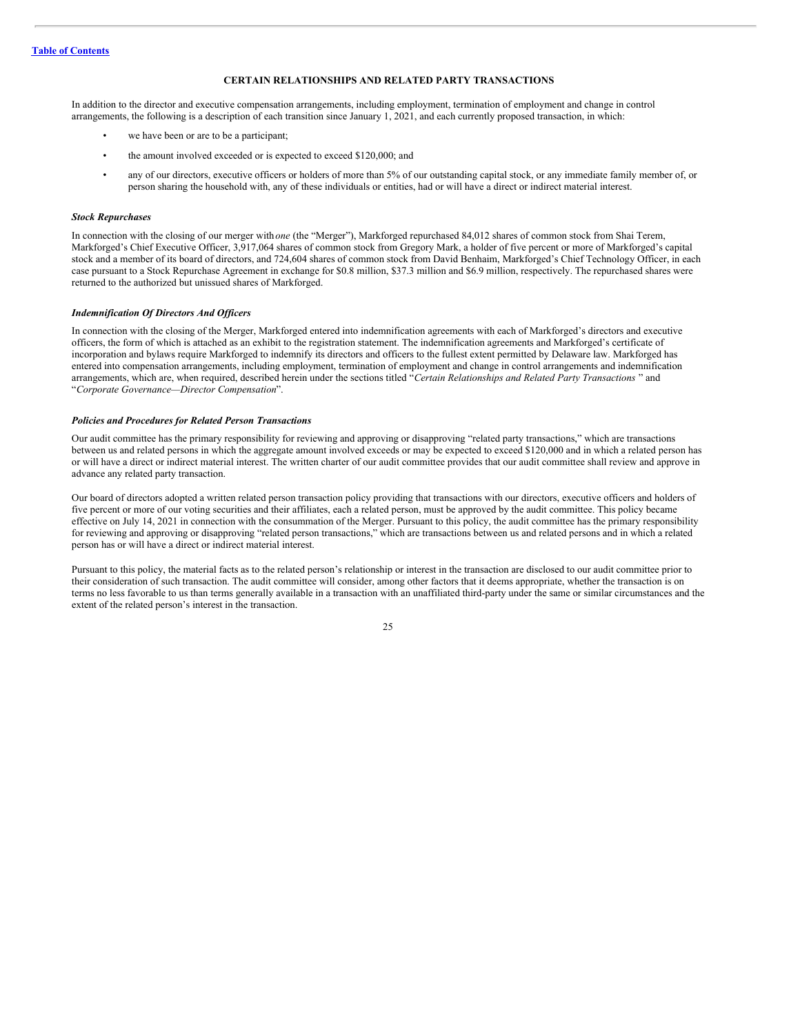[Table of Contents](#)

## CERTAIN RELATIONSHIPS AND RELATED PARTY TRANSACTIONS

In addition to the director and executive compensation arrangements, including employment, termination of employment and change in control arrangements, the following is a description of each transition since January 1, 2021, and each currently proposed transaction, in which:

- we have been or are to be a participant;
- the amount involved exceeded or is expected to exceed $120,000; and
- any of our directors, executive officers or holders of more than 5% of our outstanding capital stock, or any immediate family member of, or person sharing the household with, any of these individuals or entities, had or will have a direct or indirect material interest.

***Stock Repurchases***

In connection with the closing of our merger with *one* (the "Merger"), Markforged repurchased 84,012 shares of common stock from Shai Terem, Markforged's Chief Executive Officer, 3,917,064 shares of common stock from Gregory Mark, a holder of five percent or more of Markforged's capital stock and a member of its board of directors, and 724,604 shares of common stock from David Benhaim, Markforged's Chief Technology Officer, in each case pursuant to a Stock Repurchase Agreement in exchange for $0.8 million, $37.3 million and $6.9 million, respectively. The repurchased shares were returned to the authorized but unissued shares of Markforged.

***Indemnification Of Directors And Officers***

In connection with the closing of the Merger, Markforged entered into indemnification agreements with each of Markforged's directors and executive officers, the form of which is attached as an exhibit to the registration statement. The indemnification agreements and Markforged's certificate of incorporation and bylaws require Markforged to indemnify its directors and officers to the fullest extent permitted by Delaware law. Markforged has entered into compensation arrangements, including employment, termination of employment and change in control arrangements and indemnification arrangements, which are, when required, described herein under the sections titled "*Certain Relationships and Related Party Transactions* " and "*Corporate Governance—Director Compensation*".

***Policies and Procedures for Related Person Transactions***

Our audit committee has the primary responsibility for reviewing and approving or disapproving "related party transactions," which are transactions between us and related persons in which the aggregate amount involved exceeds or may be expected to exceed $120,000 and in which a related person has or will have a direct or indirect material interest. The written charter of our audit committee provides that our audit committee shall review and approve in advance any related party transaction.

Our board of directors adopted a written related person transaction policy providing that transactions with our directors, executive officers and holders of five percent or more of our voting securities and their affiliates, each a related person, must be approved by the audit committee. This policy became effective on July 14, 2021 in connection with the consummation of the Merger. Pursuant to this policy, the audit committee has the primary responsibility for reviewing and approving or disapproving "related person transactions," which are transactions between us and related persons and in which a related person has or will have a direct or indirect material interest.

Pursuant to this policy, the material facts as to the related person's relationship or interest in the transaction are disclosed to our audit committee prior to their consideration of such transaction. The audit committee will consider, among other factors that it deems appropriate, whether the transaction is on terms no less favorable to us than terms generally available in a transaction with an unaffiliated third-party under the same or similar circumstances and the extent of the related person's interest in the transaction.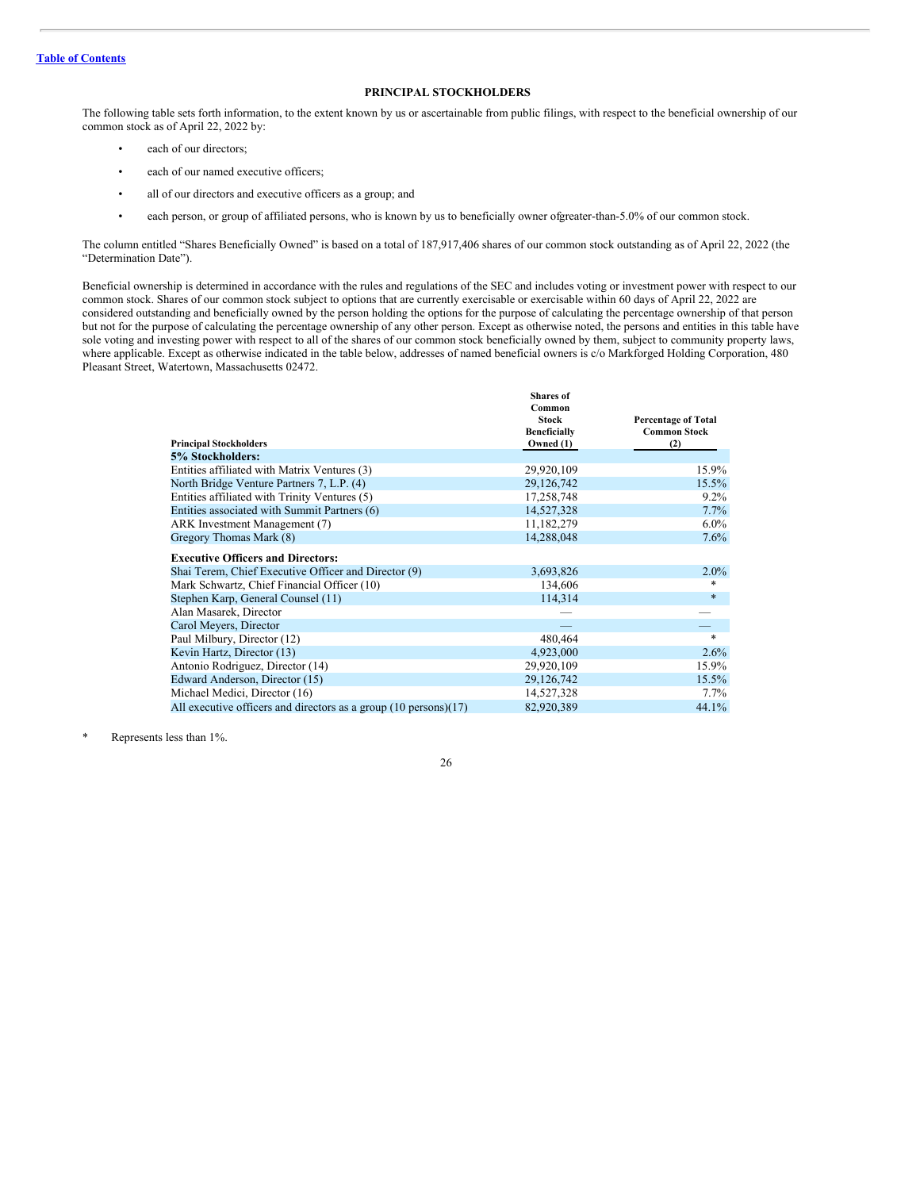## PRINCIPAL STOCKHOLDERS

The following table sets forth information, to the extent known by us or ascertainable from public filings, with respect to the beneficial ownership of our common stock as of April 22, 2022 by:

- each of our directors;
- each of our named executive officers;
- all of our directors and executive officers as a group; and
- each person, or group of affiliated persons, who is known by us to beneficially owner ofgreater-than-5.0% of our common stock.

The column entitled "Shares Beneficially Owned" is based on a total of 187,917,406 shares of our common stock outstanding as of April 22, 2022 (the "Determination Date").

Beneficial ownership is determined in accordance with the rules and regulations of the SEC and includes voting or investment power with respect to our common stock. Shares of our common stock subject to options that are currently exercisable or exercisable within 60 days of April 22, 2022 are considered outstanding and beneficially owned by the person holding the options for the purpose of calculating the percentage ownership of that person but not for the purpose of calculating the percentage ownership of any other person. Except as otherwise noted, the persons and entities in this table have sole voting and investing power with respect to all of the shares of our common stock beneficially owned by them, subject to community property laws, where applicable. Except as otherwise indicated in the table below, addresses of named beneficial owners is c/o Markforged Holding Corporation, 480 Pleasant Street, Watertown, Massachusetts 02472.

| Principal Stockholders | Shares of Common Stock Beneficially Owned (1) | Percentage of Total Common Stock (2) |
|---|---|---|
| **5% Stockholders:** | | |
| Entities affiliated with Matrix Ventures (3) | 29,920,109 | 15.9% |
| North Bridge Venture Partners 7, L.P. (4) | 29,126,742 | 15.5% |
| Entities affiliated with Trinity Ventures (5) | 17,258,748 | 9.2% |
| Entities associated with Summit Partners (6) | 14,527,328 | 7.7% |
| ARK Investment Management (7) | 11,182,279 | 6.0% |
| Gregory Thomas Mark (8) | 14,288,048 | 7.6% |
| **Executive Officers and Directors:** | | |
| Shai Terem, Chief Executive Officer and Director (9) | 3,693,826 | 2.0% |
| Mark Schwartz, Chief Financial Officer (10) | 134,606 | * |
| Stephen Karp, General Counsel (11) | 114,314 | * |
| Alan Masarek, Director | — | — |
| Carol Meyers, Director | — | — |
| Paul Milbury, Director (12) | 480,464 | * |
| Kevin Hartz, Director (13) | 4,923,000 | 2.6% |
| Antonio Rodriguez, Director (14) | 29,920,109 | 15.9% |
| Edward Anderson, Director (15) | 29,126,742 | 15.5% |
| Michael Medici, Director (16) | 14,527,328 | 7.7% |
| All executive officers and directors as a group (10 persons)(17) | 82,920,389 | 44.1% |

\* Represents less than 1%.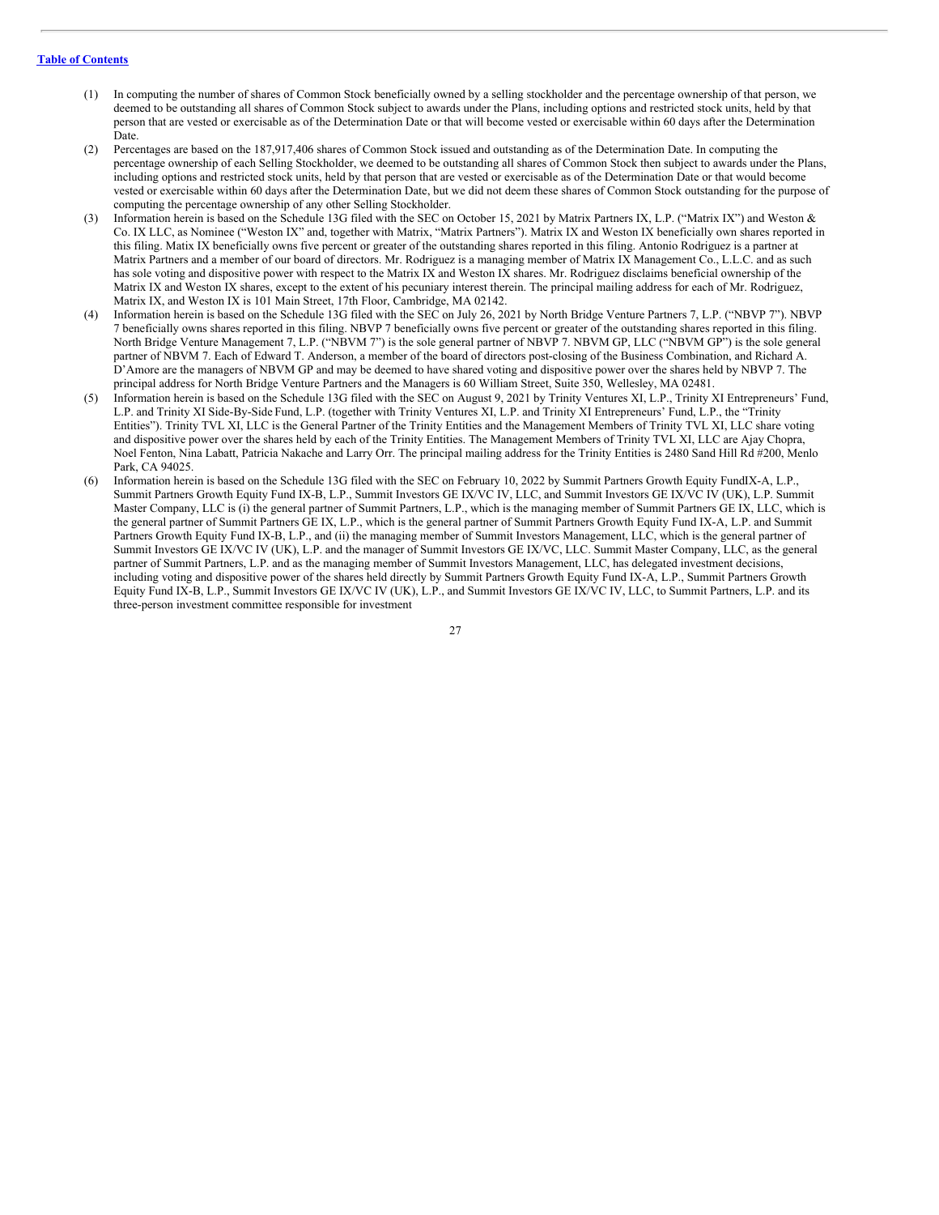(1) In computing the number of shares of Common Stock beneficially owned by a selling stockholder and the percentage ownership of that person, we deemed to be outstanding all shares of Common Stock subject to awards under the Plans, including options and restricted stock units, held by that person that are vested or exercisable as of the Determination Date or that will become vested or exercisable within 60 days after the Determination Date.

(2) Percentages are based on the 187,917,406 shares of Common Stock issued and outstanding as of the Determination Date. In computing the percentage ownership of each Selling Stockholder, we deemed to be outstanding all shares of Common Stock then subject to awards under the Plans, including options and restricted stock units, held by that person that are vested or exercisable as of the Determination Date or that would become vested or exercisable within 60 days after the Determination Date, but we did not deem these shares of Common Stock outstanding for the purpose of computing the percentage ownership of any other Selling Stockholder.

(3) Information herein is based on the Schedule 13G filed with the SEC on October 15, 2021 by Matrix Partners IX, L.P. ("Matrix IX") and Weston & Co. IX LLC, as Nominee ("Weston IX" and, together with Matrix, "Matrix Partners"). Matrix IX and Weston IX beneficially own shares reported in this filing. Matix IX beneficially owns five percent or greater of the outstanding shares reported in this filing. Antonio Rodriguez is a partner at Matrix Partners and a member of our board of directors. Mr. Rodriguez is a managing member of Matrix IX Management Co., L.L.C. and as such has sole voting and dispositive power with respect to the Matrix IX and Weston IX shares. Mr. Rodriguez disclaims beneficial ownership of the Matrix IX and Weston IX shares, except to the extent of his pecuniary interest therein. The principal mailing address for each of Mr. Rodriguez, Matrix IX, and Weston IX is 101 Main Street, 17th Floor, Cambridge, MA 02142.

(4) Information herein is based on the Schedule 13G filed with the SEC on July 26, 2021 by North Bridge Venture Partners 7, L.P. ("NBVP 7"). NBVP 7 beneficially owns shares reported in this filing. NBVP 7 beneficially owns five percent or greater of the outstanding shares reported in this filing. North Bridge Venture Management 7, L.P. ("NBVM 7") is the sole general partner of NBVP 7. NBVM GP, LLC ("NBVM GP") is the sole general partner of NBVM 7. Each of Edward T. Anderson, a member of the board of directors post-closing of the Business Combination, and Richard A. D'Amore are the managers of NBVM GP and may be deemed to have shared voting and dispositive power over the shares held by NBVP 7. The principal address for North Bridge Venture Partners and the Managers is 60 William Street, Suite 350, Wellesley, MA 02481.

(5) Information herein is based on the Schedule 13G filed with the SEC on August 9, 2021 by Trinity Ventures XI, L.P., Trinity XI Entrepreneurs' Fund, L.P. and Trinity XI Side-By-Side Fund, L.P. (together with Trinity Ventures XI, L.P. and Trinity XI Entrepreneurs' Fund, L.P., the "Trinity Entities"). Trinity TVL XI, LLC is the General Partner of the Trinity Entities and the Management Members of Trinity TVL XI, LLC share voting and dispositive power over the shares held by each of the Trinity Entities. The Management Members of Trinity TVL XI, LLC are Ajay Chopra, Noel Fenton, Nina Labatt, Patricia Nakache and Larry Orr. The principal mailing address for the Trinity Entities is 2480 Sand Hill Rd #200, Menlo Park, CA 94025.

(6) Information herein is based on the Schedule 13G filed with the SEC on February 10, 2022 by Summit Partners Growth Equity FundIX-A, L.P., Summit Partners Growth Equity Fund IX-B, L.P., Summit Investors GE IX/VC IV, LLC, and Summit Investors GE IX/VC IV (UK), L.P. Summit Master Company, LLC is (i) the general partner of Summit Partners, L.P., which is the managing member of Summit Partners GE IX, LLC, which is the general partner of Summit Partners GE IX, L.P., which is the general partner of Summit Partners Growth Equity Fund IX-A, L.P. and Summit Partners Growth Equity Fund IX-B, L.P., and (ii) the managing member of Summit Investors Management, LLC, which is the general partner of Summit Investors GE IX/VC IV (UK), L.P. and the manager of Summit Investors GE IX/VC, LLC. Summit Master Company, LLC, as the general partner of Summit Partners, L.P. and as the managing member of Summit Investors Management, LLC, has delegated investment decisions, including voting and dispositive power of the shares held directly by Summit Partners Growth Equity Fund IX-A, L.P., Summit Partners Growth Equity Fund IX-B, L.P., Summit Investors GE IX/VC IV (UK), L.P., and Summit Investors GE IX/VC IV, LLC, to Summit Partners, L.P. and its three-person investment committee responsible for investment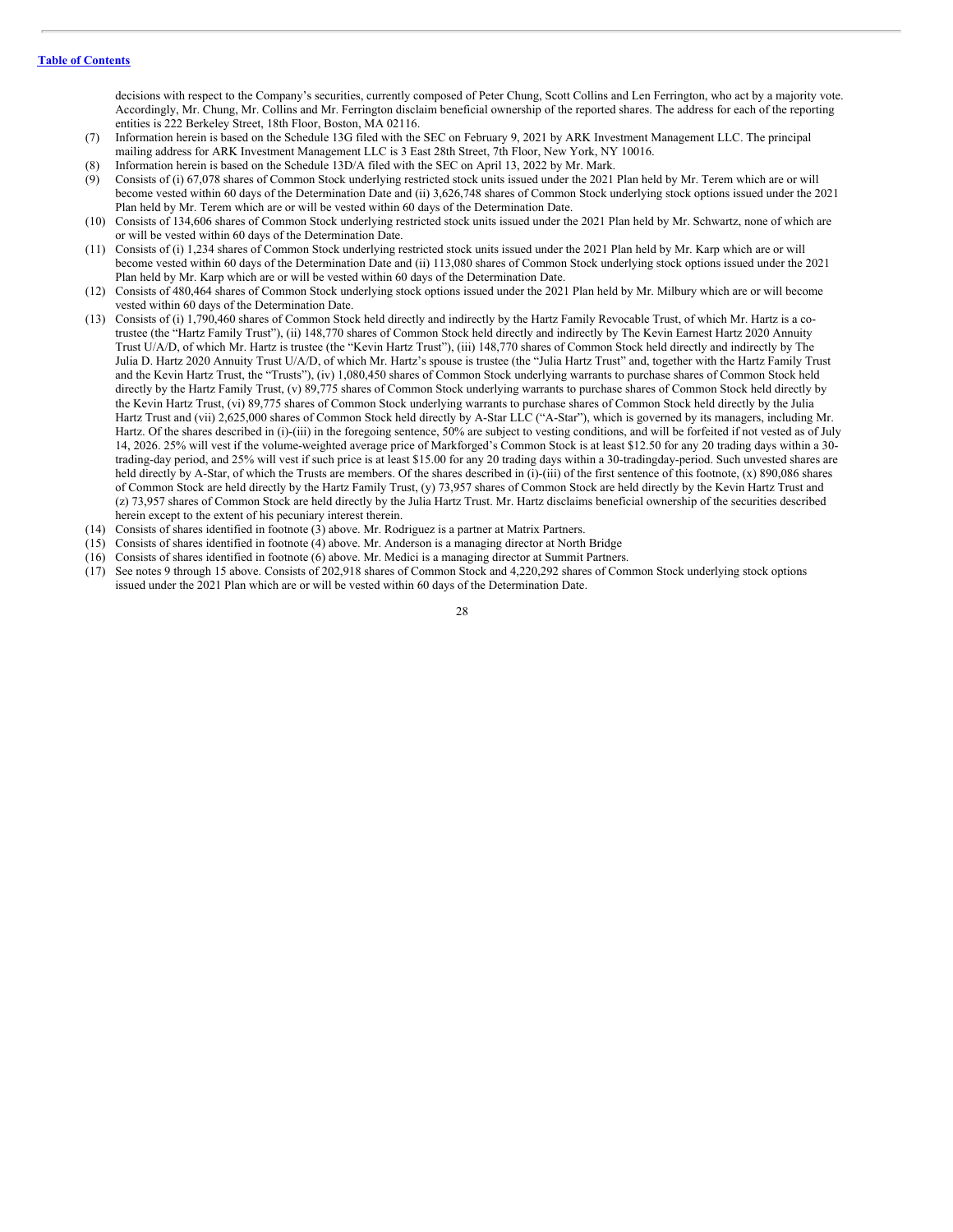decisions with respect to the Company's securities, currently composed of Peter Chung, Scott Collins and Len Ferrington, who act by a majority vote. Accordingly, Mr. Chung, Mr. Collins and Mr. Ferrington disclaim beneficial ownership of the reported shares. The address for each of the reporting entities is 222 Berkeley Street, 18th Floor, Boston, MA 02116.

(7) Information herein is based on the Schedule 13G filed with the SEC on February 9, 2021 by ARK Investment Management LLC. The principal mailing address for ARK Investment Management LLC is 3 East 28th Street, 7th Floor, New York, NY 10016.

(8) Information herein is based on the Schedule 13D/A filed with the SEC on April 13, 2022 by Mr. Mark.

(9) Consists of (i) 67,078 shares of Common Stock underlying restricted stock units issued under the 2021 Plan held by Mr. Terem which are or will become vested within 60 days of the Determination Date and (ii) 3,626,748 shares of Common Stock underlying stock options issued under the 2021 Plan held by Mr. Terem which are or will be vested within 60 days of the Determination Date.

(10) Consists of 134,606 shares of Common Stock underlying restricted stock units issued under the 2021 Plan held by Mr. Schwartz, none of which are or will be vested within 60 days of the Determination Date.

(11) Consists of (i) 1,234 shares of Common Stock underlying restricted stock units issued under the 2021 Plan held by Mr. Karp which are or will become vested within 60 days of the Determination Date and (ii) 113,080 shares of Common Stock underlying stock options issued under the 2021 Plan held by Mr. Karp which are or will be vested within 60 days of the Determination Date.

(12) Consists of 480,464 shares of Common Stock underlying stock options issued under the 2021 Plan held by Mr. Milbury which are or will become vested within 60 days of the Determination Date.

(13) Consists of (i) 1,790,460 shares of Common Stock held directly and indirectly by the Hartz Family Revocable Trust, of which Mr. Hartz is a co-trustee (the "Hartz Family Trust"), (ii) 148,770 shares of Common Stock held directly and indirectly by The Kevin Earnest Hartz 2020 Annuity Trust U/A/D, of which Mr. Hartz is trustee (the "Kevin Hartz Trust"), (iii) 148,770 shares of Common Stock held directly and indirectly by The Julia D. Hartz 2020 Annuity Trust U/A/D, of which Mr. Hartz's spouse is trustee (the "Julia Hartz Trust" and, together with the Hartz Family Trust and the Kevin Hartz Trust, the "Trusts"), (iv) 1,080,450 shares of Common Stock underlying warrants to purchase shares of Common Stock held directly by the Hartz Family Trust, (v) 89,775 shares of Common Stock underlying warrants to purchase shares of Common Stock held directly by the Kevin Hartz Trust, (vi) 89,775 shares of Common Stock underlying warrants to purchase shares of Common Stock held directly by the Julia Hartz Trust and (vii) 2,625,000 shares of Common Stock held directly by A-Star LLC ("A-Star"), which is governed by its managers, including Mr. Hartz. Of the shares described in (i)-(iii) in the foregoing sentence, 50% are subject to vesting conditions, and will be forfeited if not vested as of July 14, 2026. 25% will vest if the volume-weighted average price of Markforged's Common Stock is at least $12.50 for any 20 trading days within a 30-trading-day period, and 25% will vest if such price is at least $15.00 for any 20 trading days within a 30-tradingday-period. Such unvested shares are held directly by A-Star, of which the Trusts are members. Of the shares described in (i)-(iii) of the first sentence of this footnote, (x) 890,086 shares of Common Stock are held directly by the Hartz Family Trust, (y) 73,957 shares of Common Stock are held directly by the Kevin Hartz Trust and (z) 73,957 shares of Common Stock are held directly by the Julia Hartz Trust. Mr. Hartz disclaims beneficial ownership of the securities described herein except to the extent of his pecuniary interest therein.

(14) Consists of shares identified in footnote (3) above. Mr. Rodriguez is a partner at Matrix Partners.

(15) Consists of shares identified in footnote (4) above. Mr. Anderson is a managing director at North Bridge

(16) Consists of shares identified in footnote (6) above. Mr. Medici is a managing director at Summit Partners.

(17) See notes 9 through 15 above. Consists of 202,918 shares of Common Stock and 4,220,292 shares of Common Stock underlying stock options issued under the 2021 Plan which are or will be vested within 60 days of the Determination Date.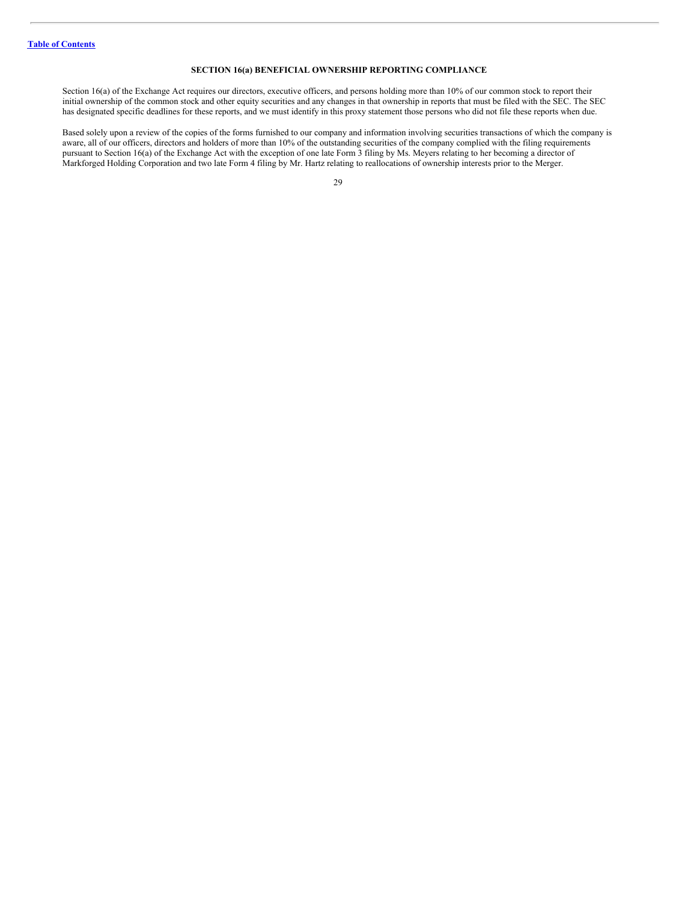[Table of Contents](#)

## SECTION 16(a) BENEFICIAL OWNERSHIP REPORTING COMPLIANCE

Section 16(a) of the Exchange Act requires our directors, executive officers, and persons holding more than 10% of our common stock to report their initial ownership of the common stock and other equity securities and any changes in that ownership in reports that must be filed with the SEC. The SEC has designated specific deadlines for these reports, and we must identify in this proxy statement those persons who did not file these reports when due.

Based solely upon a review of the copies of the forms furnished to our company and information involving securities transactions of which the company is aware, all of our officers, directors and holders of more than 10% of the outstanding securities of the company complied with the filing requirements pursuant to Section 16(a) of the Exchange Act with the exception of one late Form 3 filing by Ms. Meyers relating to her becoming a director of Markforged Holding Corporation and two late Form 4 filing by Mr. Hartz relating to reallocations of ownership interests prior to the Merger.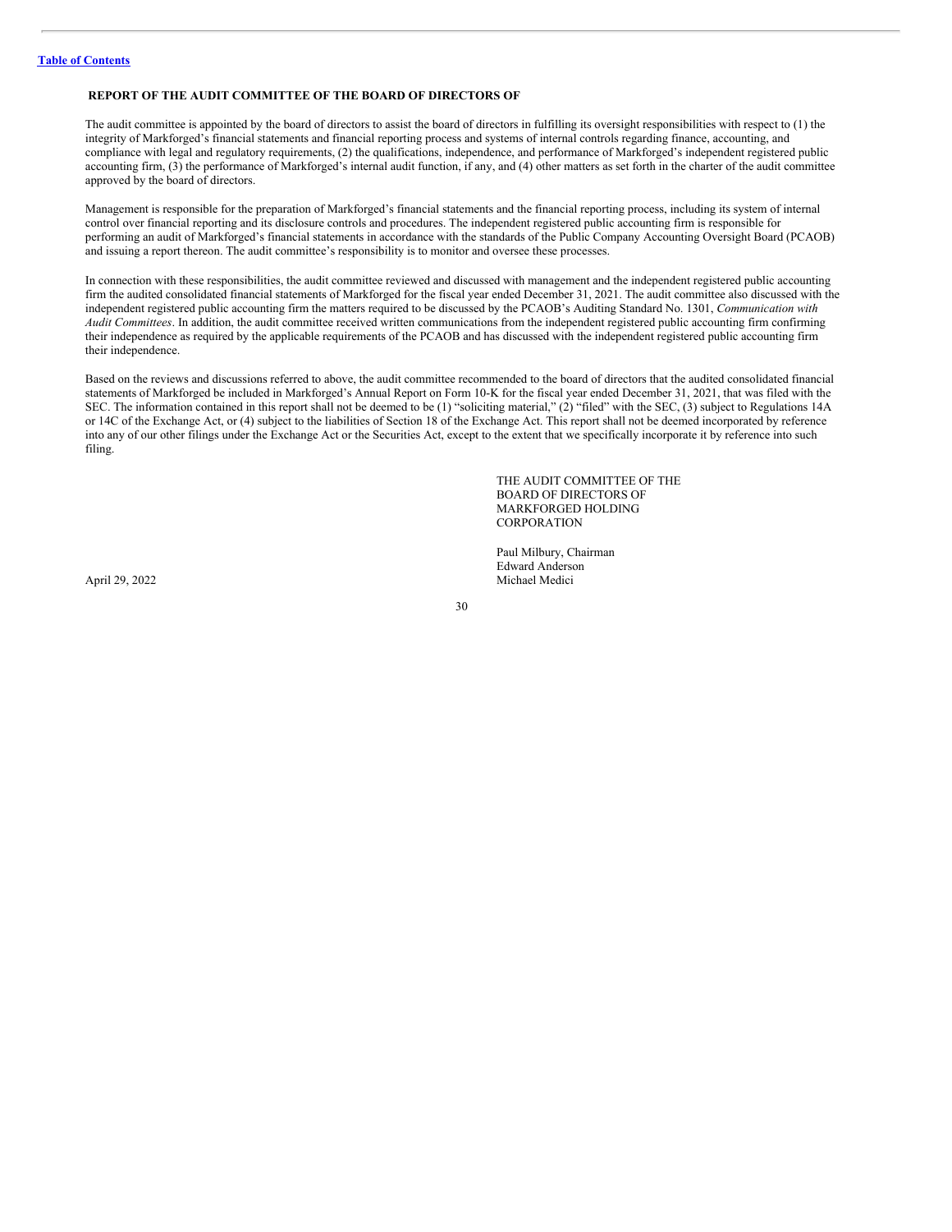## REPORT OF THE AUDIT COMMITTEE OF THE BOARD OF DIRECTORS OF

The audit committee is appointed by the board of directors to assist the board of directors in fulfilling its oversight responsibilities with respect to (1) the integrity of Markforged's financial statements and financial reporting process and systems of internal controls regarding finance, accounting, and compliance with legal and regulatory requirements, (2) the qualifications, independence, and performance of Markforged's independent registered public accounting firm, (3) the performance of Markforged's internal audit function, if any, and (4) other matters as set forth in the charter of the audit committee approved by the board of directors.

Management is responsible for the preparation of Markforged's financial statements and the financial reporting process, including its system of internal control over financial reporting and its disclosure controls and procedures. The independent registered public accounting firm is responsible for performing an audit of Markforged's financial statements in accordance with the standards of the Public Company Accounting Oversight Board (PCAOB) and issuing a report thereon. The audit committee's responsibility is to monitor and oversee these processes.

In connection with these responsibilities, the audit committee reviewed and discussed with management and the independent registered public accounting firm the audited consolidated financial statements of Markforged for the fiscal year ended December 31, 2021. The audit committee also discussed with the independent registered public accounting firm the matters required to be discussed by the PCAOB's Auditing Standard No. 1301, *Communication with Audit Committees*. In addition, the audit committee received written communications from the independent registered public accounting firm confirming their independence as required by the applicable requirements of the PCAOB and has discussed with the independent registered public accounting firm their independence.

Based on the reviews and discussions referred to above, the audit committee recommended to the board of directors that the audited consolidated financial statements of Markforged be included in Markforged's Annual Report on Form 10-K for the fiscal year ended December 31, 2021, that was filed with the SEC. The information contained in this report shall not be deemed to be (1) "soliciting material," (2) "filed" with the SEC, (3) subject to Regulations 14A or 14C of the Exchange Act, or (4) subject to the liabilities of Section 18 of the Exchange Act. This report shall not be deemed incorporated by reference into any of our other filings under the Exchange Act or the Securities Act, except to the extent that we specifically incorporate it by reference into such filing.

THE AUDIT COMMITTEE OF THE
BOARD OF DIRECTORS OF
MARKFORGED HOLDING
CORPORATION

Paul Milbury, Chairman
Edward Anderson
Michael Medici

April 29, 2022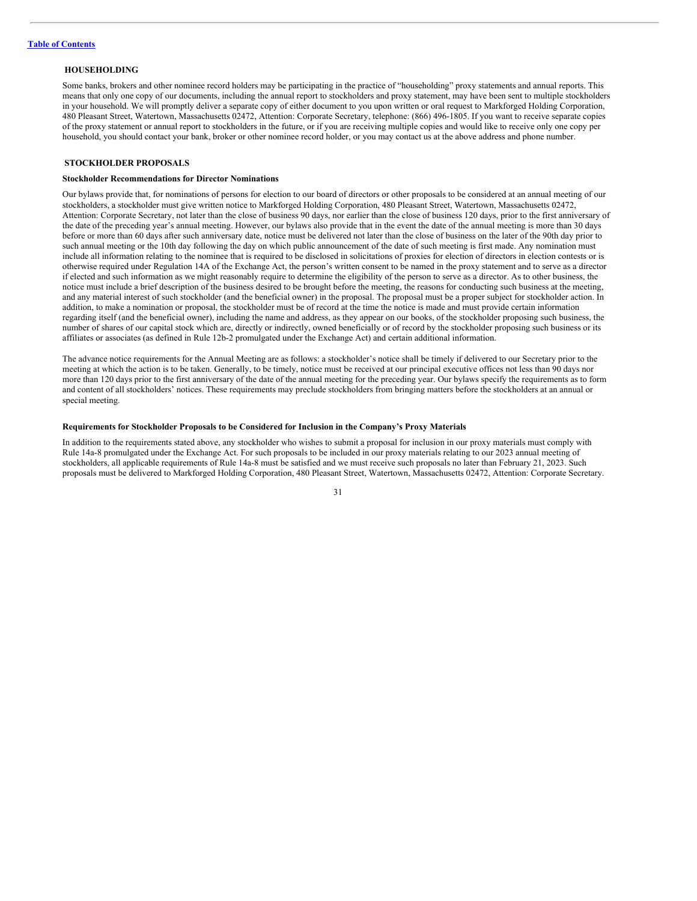## HOUSEHOLDING

Some banks, brokers and other nominee record holders may be participating in the practice of "householding" proxy statements and annual reports. This means that only one copy of our documents, including the annual report to stockholders and proxy statement, may have been sent to multiple stockholders in your household. We will promptly deliver a separate copy of either document to you upon written or oral request to Markforged Holding Corporation, 480 Pleasant Street, Watertown, Massachusetts 02472, Attention: Corporate Secretary, telephone: (866) 496-1805. If you want to receive separate copies of the proxy statement or annual report to stockholders in the future, or if you are receiving multiple copies and would like to receive only one copy per household, you should contact your bank, broker or other nominee record holder, or you may contact us at the above address and phone number.

## STOCKHOLDER PROPOSALS

### Stockholder Recommendations for Director Nominations

Our bylaws provide that, for nominations of persons for election to our board of directors or other proposals to be considered at an annual meeting of our stockholders, a stockholder must give written notice to Markforged Holding Corporation, 480 Pleasant Street, Watertown, Massachusetts 02472, Attention: Corporate Secretary, not later than the close of business 90 days, nor earlier than the close of business 120 days, prior to the first anniversary of the date of the preceding year's annual meeting. However, our bylaws also provide that in the event the date of the annual meeting is more than 30 days before or more than 60 days after such anniversary date, notice must be delivered not later than the close of business on the later of the 90th day prior to such annual meeting or the 10th day following the day on which public announcement of the date of such meeting is first made. Any nomination must include all information relating to the nominee that is required to be disclosed in solicitations of proxies for election of directors in election contests or is otherwise required under Regulation 14A of the Exchange Act, the person's written consent to be named in the proxy statement and to serve as a director if elected and such information as we might reasonably require to determine the eligibility of the person to serve as a director. As to other business, the notice must include a brief description of the business desired to be brought before the meeting, the reasons for conducting such business at the meeting, and any material interest of such stockholder (and the beneficial owner) in the proposal. The proposal must be a proper subject for stockholder action. In addition, to make a nomination or proposal, the stockholder must be of record at the time the notice is made and must provide certain information regarding itself (and the beneficial owner), including the name and address, as they appear on our books, of the stockholder proposing such business, the number of shares of our capital stock which are, directly or indirectly, owned beneficially or of record by the stockholder proposing such business or its affiliates or associates (as defined in Rule 12b-2 promulgated under the Exchange Act) and certain additional information.

The advance notice requirements for the Annual Meeting are as follows: a stockholder's notice shall be timely if delivered to our Secretary prior to the meeting at which the action is to be taken. Generally, to be timely, notice must be received at our principal executive offices not less than 90 days nor more than 120 days prior to the first anniversary of the date of the annual meeting for the preceding year. Our bylaws specify the requirements as to form and content of all stockholders' notices. These requirements may preclude stockholders from bringing matters before the stockholders at an annual or special meeting.

### Requirements for Stockholder Proposals to be Considered for Inclusion in the Company's Proxy Materials

In addition to the requirements stated above, any stockholder who wishes to submit a proposal for inclusion in our proxy materials must comply with Rule 14a-8 promulgated under the Exchange Act. For such proposals to be included in our proxy materials relating to our 2023 annual meeting of stockholders, all applicable requirements of Rule 14a-8 must be satisfied and we must receive such proposals no later than February 21, 2023. Such proposals must be delivered to Markforged Holding Corporation, 480 Pleasant Street, Watertown, Massachusetts 02472, Attention: Corporate Secretary.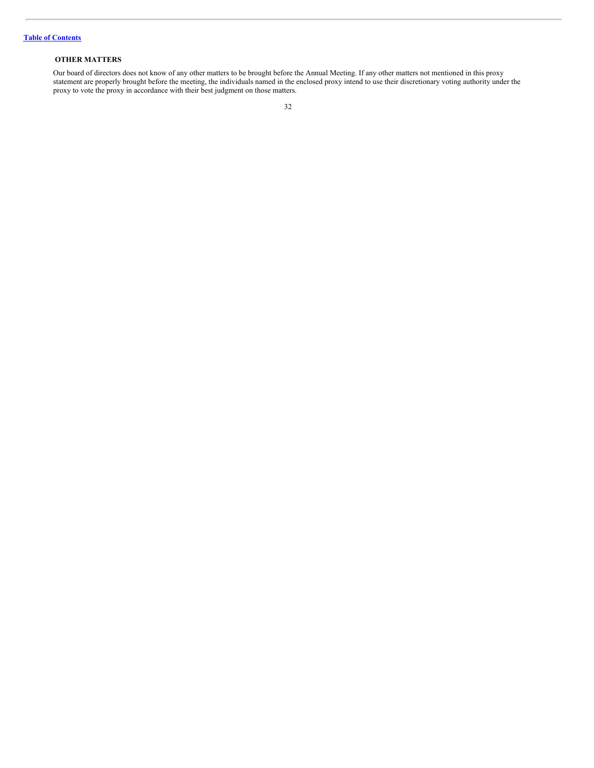[Table of Contents](#)

## OTHER MATTERS

Our board of directors does not know of any other matters to be brought before the Annual Meeting. If any other matters not mentioned in this proxy statement are properly brought before the meeting, the individuals named in the enclosed proxy intend to use their discretionary voting authority under the proxy to vote the proxy in accordance with their best judgment on those matters.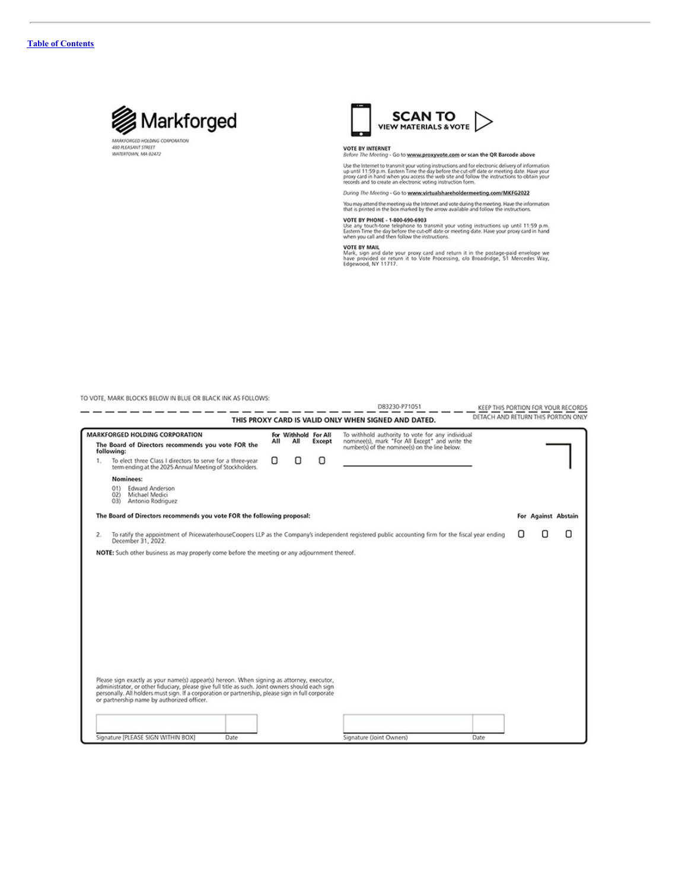[Table of Contents](#)

**Markforged**

MARKFORGED HOLDING CORPORATION
480 PLEASANT STREET
WATERTOWN, MA 02472

**SCAN TO VIEW MATERIALS & VOTE**

**VOTE BY INTERNET**
*Before The Meeting* - Go to **www.proxyvote.com or scan the QR Barcode above**

Use the Internet to transmit your voting instructions and for electronic delivery of information up until 11:59 p.m. Eastern Time the day before the cut-off date or meeting date. Have your proxy card in hand when you access the web site and follow the instructions to obtain your records and to create an electronic voting instruction form.

*During The Meeting* - Go to **www.virtualshareholdermeeting.com/MKFG2022**

You may attend the meeting via the Internet and vote during the meeting. Have the information that is printed in the box marked by the arrow available and follow the instructions.

**VOTE BY PHONE - 1-800-690-6903**
Use any touch-tone telephone to transmit your voting instructions up until 11:59 p.m. Eastern Time the day before the cut-off date or meeting date. Have your proxy card in hand when you call and then follow the instructions.

**VOTE BY MAIL**
Mark, sign and date your proxy card and return it in the postage-paid envelope we have provided or return it to Vote Processing, c/o Broadridge, 51 Mercedes Way, Edgewood, NY 11717.

TO VOTE, MARK BLOCKS BELOW IN BLUE OR BLACK INK AS FOLLOWS:

D83230-P71051 KEEP THIS PORTION FOR YOUR RECORDS

**THIS PROXY CARD IS VALID ONLY WHEN SIGNED AND DATED.** DETACH AND RETURN THIS PORTION ONLY

**MARKFORGED HOLDING CORPORATION**

**The Board of Directors recommends you vote FOR the following:**

| | For All | Withhold All | For All Except |
|---|---|---|---|
| 1. To elect three Class I directors to serve for a three-year term ending at the 2025 Annual Meeting of Stockholders. | ☐ | ☐ | ☐ |

To withhold authority to vote for any individual nominee(s), mark "For All Except" and write the number(s) of the nominee(s) on the line below.

\_\_\_\_\_\_\_\_\_\_\_\_\_\_\_\_\_\_\_\_\_\_\_\_\_\_\_\_

**Nominees:**

01) Edward Anderson
02) Michael Medici
03) Antonio Rodriguez

**The Board of Directors recommends you vote FOR the following proposal:**

| | For | Against | Abstain |
|---|---|---|---|
| 2. To ratify the appointment of PricewaterhouseCoopers LLP as the Company's independent registered public accounting firm for the fiscal year ending December 31, 2022. | ☐ | ☐ | ☐ |

**NOTE:** Such other business as may properly come before the meeting or any adjournment thereof.

Please sign exactly as your name(s) appear(s) hereon. When signing as attorney, executor, administrator, or other fiduciary, please give full title as such. Joint owners should each sign personally. All holders must sign. If a corporation or partnership, please sign in full corporate or partnership name by authorized officer.

| Signature [PLEASE SIGN WITHIN BOX] | Date | Signature (Joint Owners) | Date |
|---|---|---|---|
| | | | |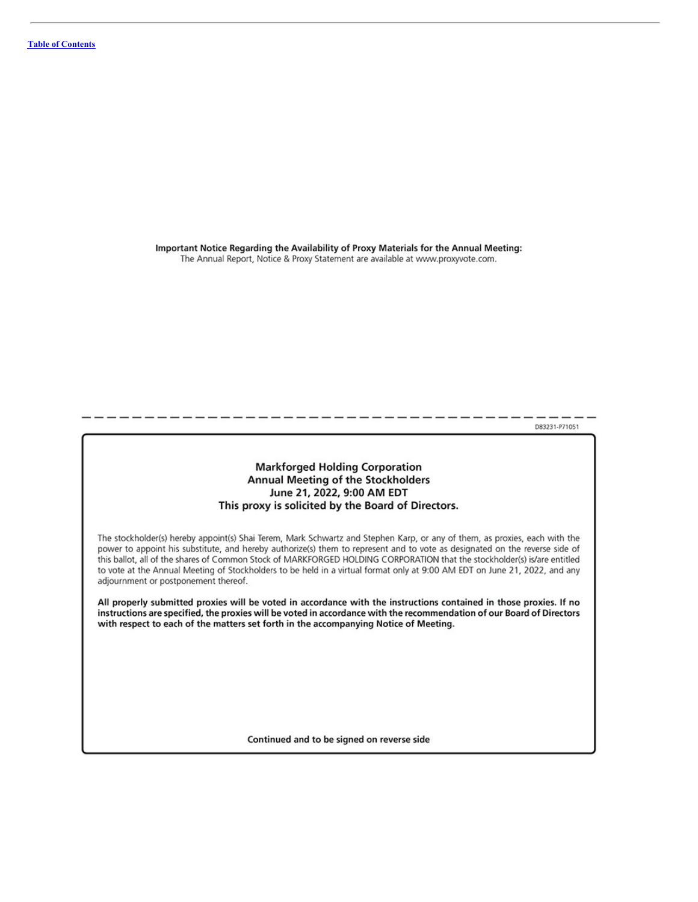**Important Notice Regarding the Availability of Proxy Materials for the Annual Meeting:**
The Annual Report, Notice & Proxy Statement are available at www.proxyvote.com.

D83231-P71051

**Markforged Holding Corporation**
**Annual Meeting of the Stockholders**
**June 21, 2022, 9:00 AM EDT**
**This proxy is solicited by the Board of Directors.**

The stockholder(s) hereby appoint(s) Shai Terem, Mark Schwartz and Stephen Karp, or any of them, as proxies, each with the power to appoint his substitute, and hereby authorize(s) them to represent and to vote as designated on the reverse side of this ballot, all of the shares of Common Stock of MARKFORGED HOLDING CORPORATION that the stockholder(s) is/are entitled to vote at the Annual Meeting of Stockholders to be held in a virtual format only at 9:00 AM EDT on June 21, 2022, and any adjournment or postponement thereof.

**All properly submitted proxies will be voted in accordance with the instructions contained in those proxies. If no instructions are specified, the proxies will be voted in accordance with the recommendation of our Board of Directors with respect to each of the matters set forth in the accompanying Notice of Meeting.**

**Continued and to be signed on reverse side**